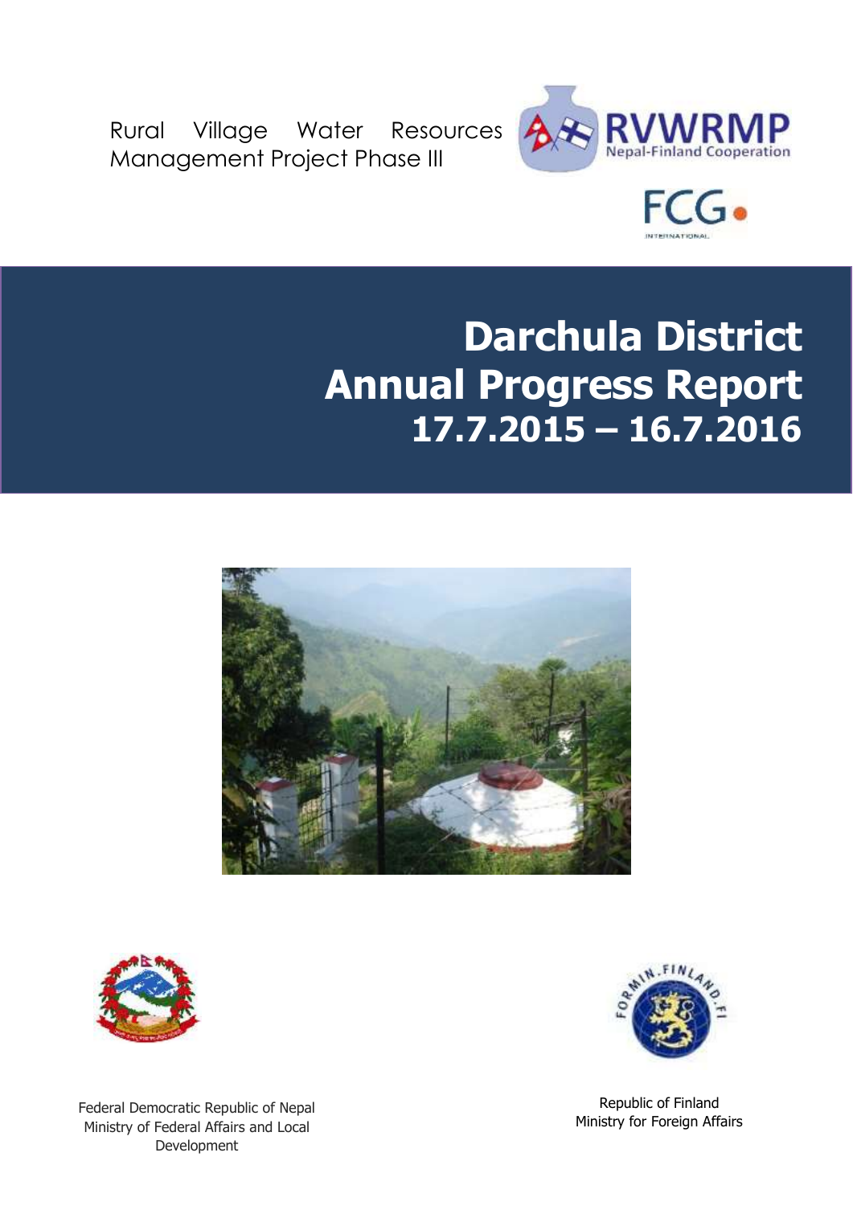Rural Village Water Resources Management Project Phase III

RVWRMP
Nepal-Finland Cooperation

FCG
INTERNATIONAL

# Darchula District
# Annual Progress Report
## 17.7.2015 – 16.7.2016

Federal Democratic Republic of Nepal
Ministry of Federal Affairs and Local Development

Republic of Finland
Ministry for Foreign Affairs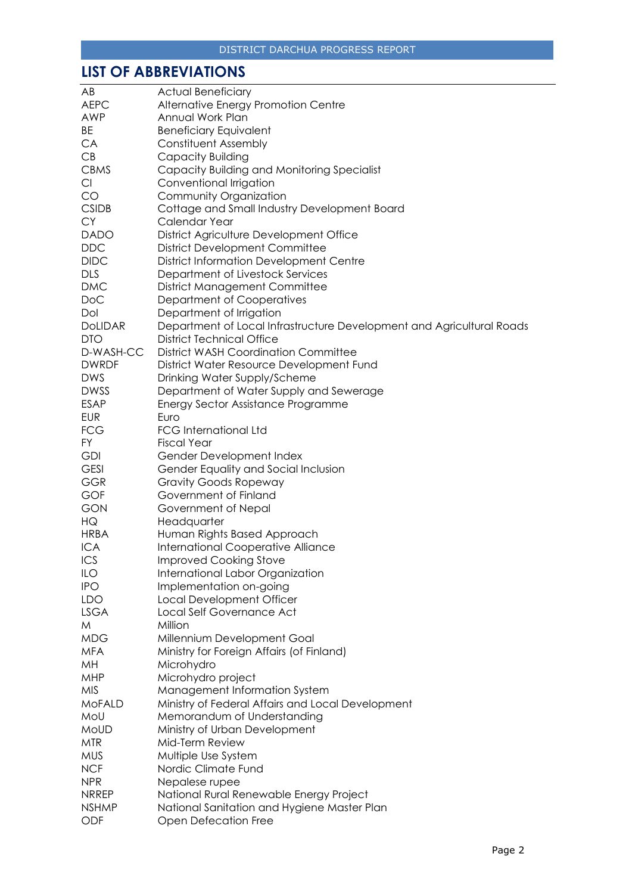## LIST OF ABBREVIATIONS

| | |
|---|---|
| AB | Actual Beneficiary |
| AEPC | Alternative Energy Promotion Centre |
| AWP | Annual Work Plan |
| BE | Beneficiary Equivalent |
| CA | Constituent Assembly |
| CB | Capacity Building |
| CBMS | Capacity Building and Monitoring Specialist |
| CI | Conventional Irrigation |
| CO | Community Organization |
| CSIDB | Cottage and Small Industry Development Board |
| CY | Calendar Year |
| DADO | District Agriculture Development Office |
| DDC | District Development Committee |
| DIDC | District Information Development Centre |
| DLS | Department of Livestock Services |
| DMC | District Management Committee |
| DoC | Department of Cooperatives |
| DoI | Department of Irrigation |
| DoLIDAR | Department of Local Infrastructure Development and Agricultural Roads |
| DTO | District Technical Office |
| D-WASH-CC | District WASH Coordination Committee |
| DWRDF | District Water Resource Development Fund |
| DWS | Drinking Water Supply/Scheme |
| DWSS | Department of Water Supply and Sewerage |
| ESAP | Energy Sector Assistance Programme |
| EUR | Euro |
| FCG | FCG International Ltd |
| FY | Fiscal Year |
| GDI | Gender Development Index |
| GESI | Gender Equality and Social Inclusion |
| GGR | Gravity Goods Ropeway |
| GOF | Government of Finland |
| GON | Government of Nepal |
| HQ | Headquarter |
| HRBA | Human Rights Based Approach |
| ICA | International Cooperative Alliance |
| ICS | Improved Cooking Stove |
| ILO | International Labor Organization |
| IPO | Implementation on-going |
| LDO | Local Development Officer |
| LSGA | Local Self Governance Act |
| M | Million |
| MDG | Millennium Development Goal |
| MFA | Ministry for Foreign Affairs (of Finland) |
| MH | Microhydro |
| MHP | Microhydro project |
| MIS | Management Information System |
| MoFALD | Ministry of Federal Affairs and Local Development |
| MoU | Memorandum of Understanding |
| MoUD | Ministry of Urban Development |
| MTR | Mid-Term Review |
| MUS | Multiple Use System |
| NCF | Nordic Climate Fund |
| NPR | Nepalese rupee |
| NRREP | National Rural Renewable Energy Project |
| NSHMP | National Sanitation and Hygiene Master Plan |
| ODF | Open Defecation Free |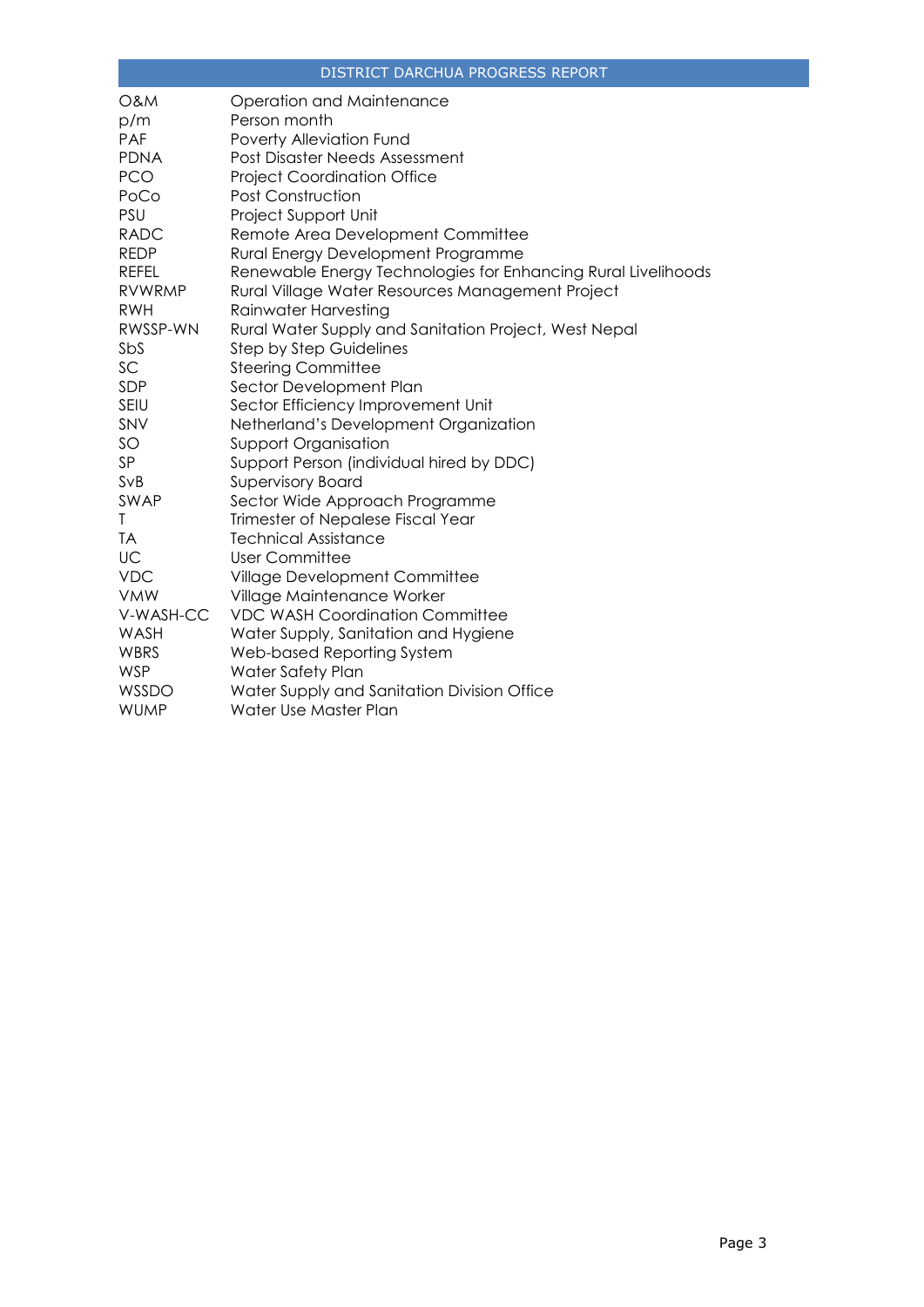| | |
|---|---|
| O&M | Operation and Maintenance |
| p/m | Person month |
| PAF | Poverty Alleviation Fund |
| PDNA | Post Disaster Needs Assessment |
| PCO | Project Coordination Office |
| PoCo | Post Construction |
| PSU | Project Support Unit |
| RADC | Remote Area Development Committee |
| REDP | Rural Energy Development Programme |
| REFEL | Renewable Energy Technologies for Enhancing Rural Livelihoods |
| RVWRMP | Rural Village Water Resources Management Project |
| RWH | Rainwater Harvesting |
| RWSSP-WN | Rural Water Supply and Sanitation Project, West Nepal |
| SbS | Step by Step Guidelines |
| SC | Steering Committee |
| SDP | Sector Development Plan |
| SEIU | Sector Efficiency Improvement Unit |
| SNV | Netherland's Development Organization |
| SO | Support Organisation |
| SP | Support Person (individual hired by DDC) |
| SvB | Supervisory Board |
| SWAP | Sector Wide Approach Programme |
| T | Trimester of Nepalese Fiscal Year |
| TA | Technical Assistance |
| UC | User Committee |
| VDC | Village Development Committee |
| VMW | Village Maintenance Worker |
| V-WASH-CC | VDC WASH Coordination Committee |
| WASH | Water Supply, Sanitation and Hygiene |
| WBRS | Web-based Reporting System |
| WSP | Water Safety Plan |
| WSSDO | Water Supply and Sanitation Division Office |
| WUMP | Water Use Master Plan |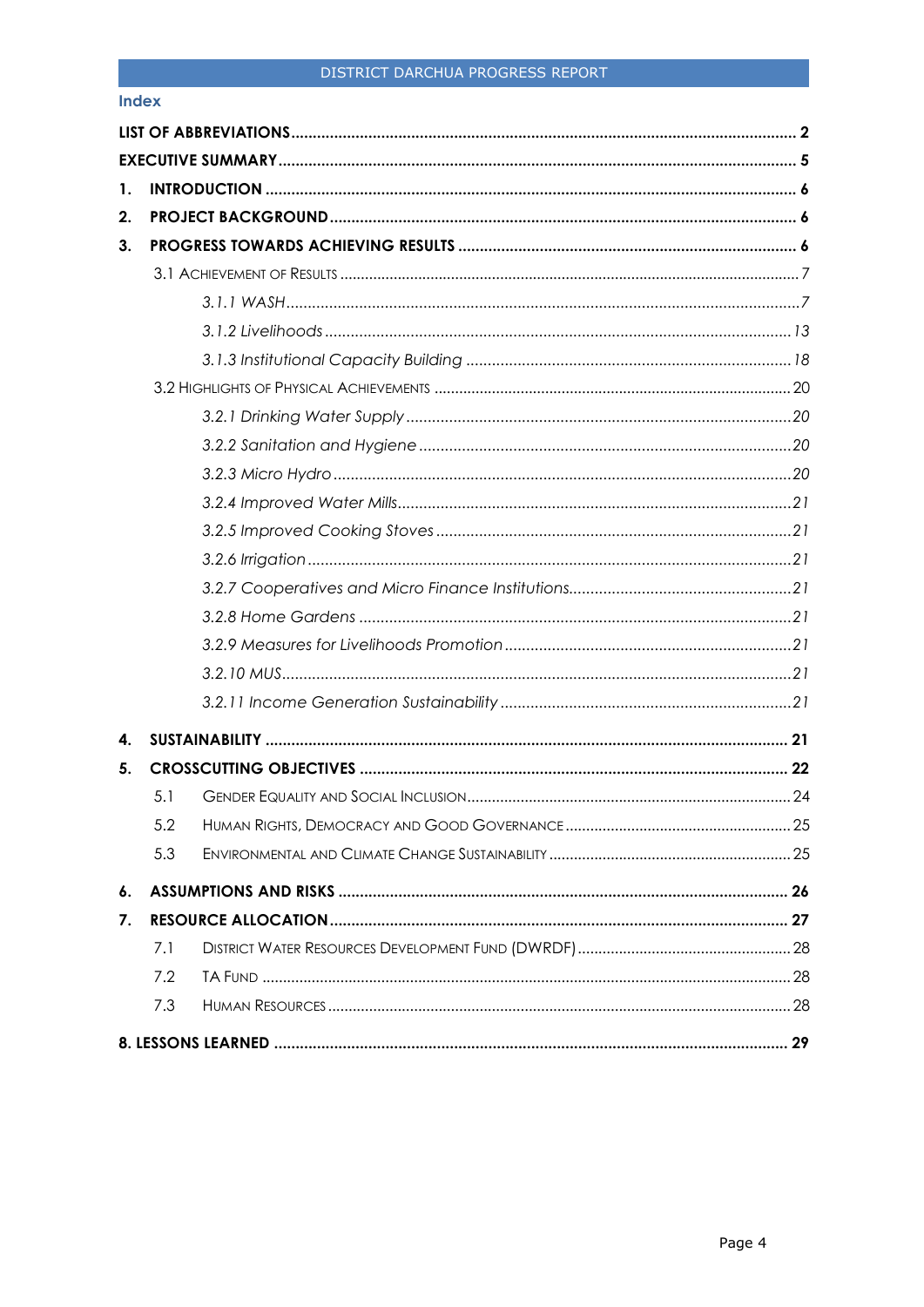## Index

**LIST OF ABBREVIATIONS** ..... 2

**EXECUTIVE SUMMARY** ..... 5

**1. INTRODUCTION** ..... 6

**2. PROJECT BACKGROUND** ..... 6

**3. PROGRESS TOWARDS ACHIEVING RESULTS** ..... 6

- 3.1 ACHIEVEMENT OF RESULTS ..... 7
  - *3.1.1 WASH* ..... 7
  - *3.1.2 Livelihoods* ..... 13
  - *3.1.3 Institutional Capacity Building* ..... 18
- 3.2 HIGHLIGHTS OF PHYSICAL ACHIEVEMENTS ..... 20
  - *3.2.1 Drinking Water Supply* ..... 20
  - *3.2.2 Sanitation and Hygiene* ..... 20
  - *3.2.3 Micro Hydro* ..... 20
  - *3.2.4 Improved Water Mills* ..... 21
  - *3.2.5 Improved Cooking Stoves* ..... 21
  - *3.2.6 Irrigation* ..... 21
  - *3.2.7 Cooperatives and Micro Finance Institutions* ..... 21
  - *3.2.8 Home Gardens* ..... 21
  - *3.2.9 Measures for Livelihoods Promotion* ..... 21
  - *3.2.10 MUS* ..... 21
  - *3.2.11 Income Generation Sustainability* ..... 21

**4. SUSTAINABILITY** ..... 21

**5. CROSSCUTTING OBJECTIVES** ..... 22

- 5.1 GENDER EQUALITY AND SOCIAL INCLUSION ..... 24
- 5.2 HUMAN RIGHTS, DEMOCRACY AND GOOD GOVERNANCE ..... 25
- 5.3 ENVIRONMENTAL AND CLIMATE CHANGE SUSTAINABILITY ..... 25

**6. ASSUMPTIONS AND RISKS** ..... 26

**7. RESOURCE ALLOCATION** ..... 27

- 7.1 DISTRICT WATER RESOURCES DEVELOPMENT FUND (DWRDF) ..... 28
- 7.2 TA FUND ..... 28
- 7.3 HUMAN RESOURCES ..... 28

**8. LESSONS LEARNED** ..... 29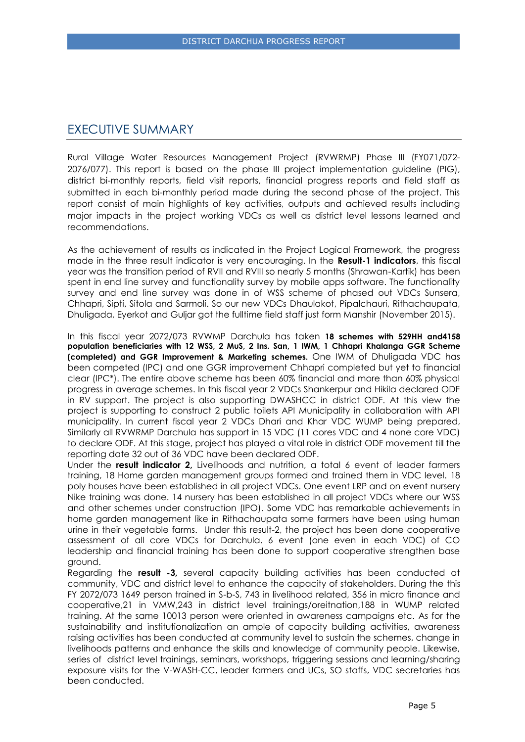## EXECUTIVE SUMMARY

Rural Village Water Resources Management Project (RVWRMP) Phase III (FY071/072-2076/077). This report is based on the phase III project implementation guideline (PIG), district bi-monthly reports, field visit reports, financial progress reports and field staff as submitted in each bi-monthly period made during the second phase of the project. This report consist of main highlights of key activities, outputs and achieved results including major impacts in the project working VDCs as well as district level lessons learned and recommendations.

As the achievement of results as indicated in the Project Logical Framework, the progress made in the three result indicator is very encouraging. In the **Result-1 indicators**, this fiscal year was the transition period of RVII and RVIII so nearly 5 months (Shrawan-Kartik) has been spent in end line survey and functionality survey by mobile apps software. The functionality survey and end line survey was done in of WSS scheme of phased out VDCs Sunsera, Chhapri, Sipti, Sitola and Sarmoli. So our new VDCs Dhaulakot, Pipalchauri, Rithachaupata, Dhuligada, Eyerkot and Guljar got the fulltime field staff just form Manshir (November 2015).

In this fiscal year 2072/073 RVWMP Darchula has taken **18 schemes with 529HH and4158 population beneficiaries with 12 WSS, 2 MuS, 2 Ins. San, 1 IWM, 1 Chhapri Khalanga GGR Scheme (completed) and GGR Improvement & Marketing schemes.** One IWM of Dhuligada VDC has been competed (IPC) and one GGR improvement Chhapri completed but yet to financial clear (IPC*). The entire above scheme has been 60% financial and more than 60% physical progress in average schemes. In this fiscal year 2 VDCs Shankerpur and Hikila declared ODF in RV support. The project is also supporting DWASHCC in district ODF. At this view the project is supporting to construct 2 public toilets API Municipality in collaboration with API municipality. In current fiscal year 2 VDCs Dhari and Khar VDC WUMP being prepared, Similarly all RVWRMP Darchula has support in 15 VDC (11 cores VDC and 4 none core VDC) to declare ODF. At this stage, project has played a vital role in district ODF movement till the reporting date 32 out of 36 VDC have been declared ODF.

Under the **result indicator 2,** Livelihoods and nutrition, a total 6 event of leader farmers training, 18 Home garden management groups formed and trained them in VDC level. 18 poly houses have been established in all project VDCs. One event LRP and on event nursery Nike training was done. 14 nursery has been established in all project VDCs where our WSS and other schemes under construction (IPO). Some VDC has remarkable achievements in home garden management like in Rithachaupata some farmers have been using human urine in their vegetable farms. Under this result-2, the project has been done cooperative assessment of all core VDCs for Darchula. 6 event (one even in each VDC) of CO leadership and financial training has been done to support cooperative strengthen base ground.

Regarding the **result -3,** several capacity building activities has been conducted at community, VDC and district level to enhance the capacity of stakeholders. During the this FY 2072/073 1649 person trained in S-b-S, 743 in livelihood related, 356 in micro finance and cooperative,21 in VMW,243 in district level trainings/oreitnation,188 in WUMP related training. At the same 10013 person were oriented in awareness campaigns etc. As for the sustainability and institutionalization an ample of capacity building activities, awareness raising activities has been conducted at community level to sustain the schemes, change in livelihoods patterns and enhance the skills and knowledge of community people. Likewise, series of district level trainings, seminars, workshops, triggering sessions and learning/sharing exposure visits for the V-WASH-CC, leader farmers and UCs, SO staffs, VDC secretaries has been conducted.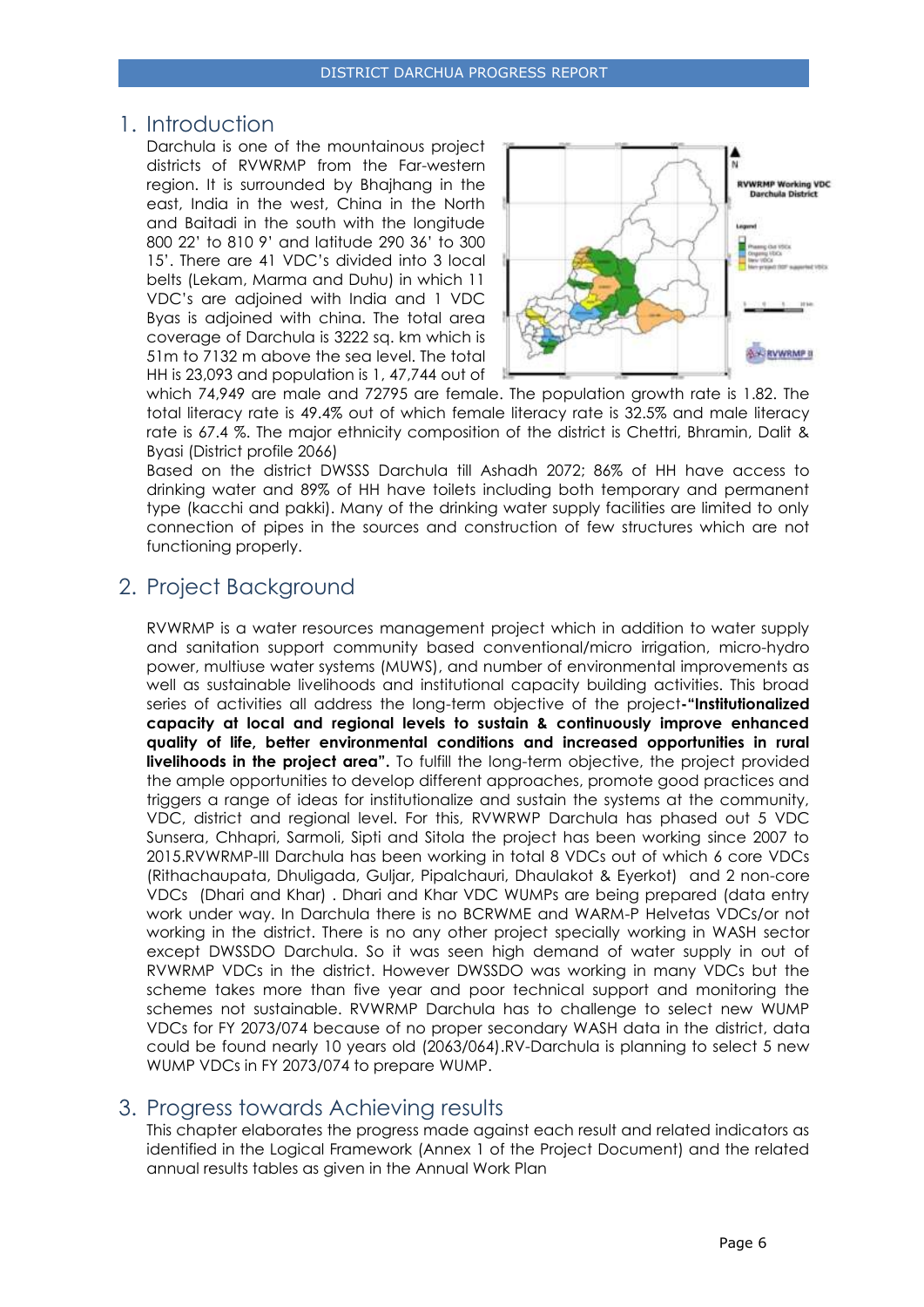# 1. Introduction

Darchula is one of the mountainous project districts of RVWRMP from the Far-western region. It is surrounded by Bhajhang in the east, India in the west, China in the North and Baitadi in the south with the longitude 800 22' to 810 9' and latitude 290 36' to 300 15'. There are 41 VDC's divided into 3 local belts (Lekam, Marma and Duhu) in which 11 VDC's are adjoined with India and 1 VDC Byas is adjoined with china. The total area coverage of Darchula is 3222 sq. km which is 51m to 7132 m above the sea level. The total HH is 23,093 and population is 1, 47,744 out of which 74,949 are male and 72795 are female. The population growth rate is 1.82. The total literacy rate is 49.4% out of which female literacy rate is 32.5% and male literacy rate is 67.4 %. The major ethnicity composition of the district is Chettri, Bhramin, Dalit & Byasi (District profile 2066)

Based on the district DWSSS Darchula till Ashadh 2072; 86% of HH have access to drinking water and 89% of HH have toilets including both temporary and permanent type (kacchi and pakki). Many of the drinking water supply facilities are limited to only connection of pipes in the sources and construction of few structures which are not functioning properly.

# 2. Project Background

RVWRMP is a water resources management project which in addition to water supply and sanitation support community based conventional/micro irrigation, micro-hydro power, multiuse water systems (MUWS), and number of environmental improvements as well as sustainable livelihoods and institutional capacity building activities. This broad series of activities all address the long-term objective of the project-**"Institutionalized capacity at local and regional levels to sustain & continuously improve enhanced quality of life, better environmental conditions and increased opportunities in rural livelihoods in the project area".** To fulfill the long-term objective, the project provided the ample opportunities to develop different approaches, promote good practices and triggers a range of ideas for institutionalize and sustain the systems at the community, VDC, district and regional level. For this, RVWRWP Darchula has phased out 5 VDC Sunsera, Chhapri, Sarmoli, Sipti and Sitola the project has been working since 2007 to 2015.RVWRMP-III Darchula has been working in total 8 VDCs out of which 6 core VDCs (Rithachaupata, Dhuligada, Guljar, Pipalchauri, Dhaulakot & Eyerkot) and 2 non-core VDCs (Dhari and Khar) . Dhari and Khar VDC WUMPs are being prepared (data entry work under way. In Darchula there is no BCRWME and WARM-P Helvetas VDCs/or not working in the district. There is no any other project specially working in WASH sector except DWSSDO Darchula. So it was seen high demand of water supply in out of RVWRMP VDCs in the district. However DWSSDO was working in many VDCs but the scheme takes more than five year and poor technical support and monitoring the schemes not sustainable. RVWRMP Darchula has to challenge to select new WUMP VDCs for FY 2073/074 because of no proper secondary WASH data in the district, data could be found nearly 10 years old (2063/064).RV-Darchula is planning to select 5 new WUMP VDCs in FY 2073/074 to prepare WUMP.

# 3. Progress towards Achieving results

This chapter elaborates the progress made against each result and related indicators as identified in the Logical Framework (Annex 1 of the Project Document) and the related annual results tables as given in the Annual Work Plan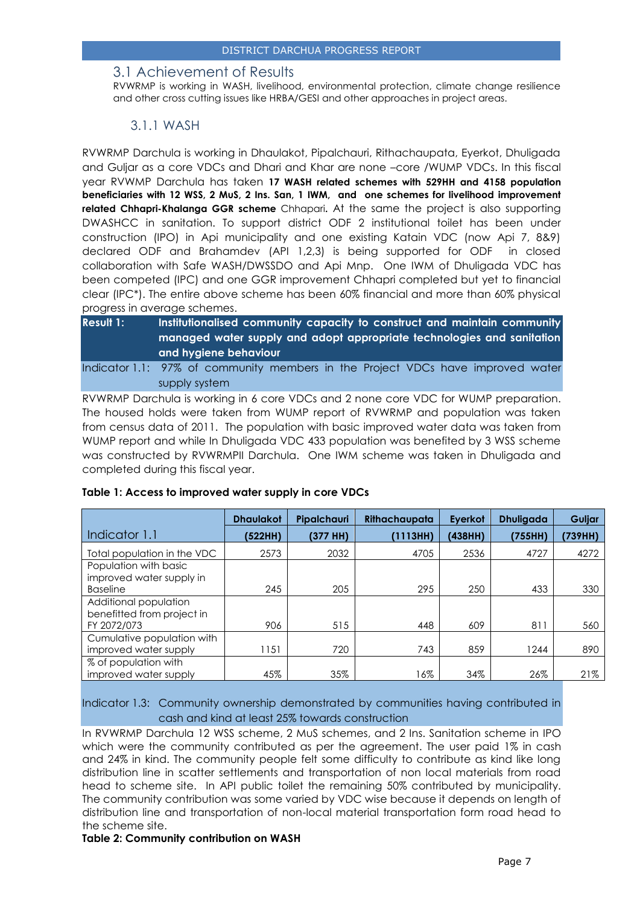## 3.1 Achievement of Results

RVWRMP is working in WASH, livelihood, environmental protection, climate change resilience and other cross cutting issues like HRBA/GESI and other approaches in project areas.

### 3.1.1 WASH

RVWRMP Darchula is working in Dhaulakot, Pipalchauri, Rithachaupata, Eyerkot, Dhuligada and Guljar as a core VDCs and Dhari and Khar are none –core /WUMP VDCs. In this fiscal year RVWMP Darchula has taken **17 WASH related schemes with 529HH and 4158 population beneficiaries with 12 WSS, 2 MuS, 2 Ins. San, 1 IWM, and one schemes for livelihood improvement related Chhapri-Khalanga GGR scheme** Chhapari**.** At the same the project is also supporting DWASHCC in sanitation. To support district ODF 2 institutional toilet has been under construction (IPO) in Api municipality and one existing Katain VDC (now Api 7, 8&9) declared ODF and Brahamdev (API 1,2,3) is being supported for ODF in closed collaboration with Safe WASH/DWSSDO and Api Mnp. One IWM of Dhuligada VDC has been competed (IPC) and one GGR improvement Chhapri completed but yet to financial clear (IPC*). The entire above scheme has been 60% financial and more than 60% physical progress in average schemes.

**Result 1: Institutionalised community capacity to construct and maintain community managed water supply and adopt appropriate technologies and sanitation and hygiene behaviour**

Indicator 1.1: 97% of community members in the Project VDCs have improved water supply system

RVWRMP Darchula is working in 6 core VDCs and 2 none core VDC for WUMP preparation. The housed holds were taken from WUMP report of RVWRMP and population was taken from census data of 2011. The population with basic improved water data was taken from WUMP report and while In Dhuligada VDC 433 population was benefited by 3 WSS scheme was constructed by RVWRMPII Darchula. One IWM scheme was taken in Dhuligada and completed during this fiscal year.

**Table 1: Access to improved water supply in core VDCs**

| Indicator 1.1 | Dhaulakot (522HH) | Pipalchauri (377 HH) | Rithachaupata (1113HH) | Eyerkot (438HH) | Dhuligada (755HH) | Guljar (739HH) |
|---|---|---|---|---|---|---|
| Total population in the VDC | 2573 | 2032 | 4705 | 2536 | 4727 | 4272 |
| Population with basic improved water supply in Baseline | 245 | 205 | 295 | 250 | 433 | 330 |
| Additional population benefitted from project in FY 2072/073 | 906 | 515 | 448 | 609 | 811 | 560 |
| Cumulative population with improved water supply | 1151 | 720 | 743 | 859 | 1244 | 890 |
| % of population with improved water supply | 45% | 35% | 16% | 34% | 26% | 21% |

Indicator 1.3: Community ownership demonstrated by communities having contributed in cash and kind at least 25% towards construction

In RVWRMP Darchula 12 WSS scheme, 2 MuS schemes, and 2 Ins. Sanitation scheme in IPO which were the community contributed as per the agreement. The user paid 1% in cash and 24% in kind. The community people felt some difficulty to contribute as kind like long distribution line in scatter settlements and transportation of non local materials from road head to scheme site. In API public toilet the remaining 50% contributed by municipality. The community contribution was some varied by VDC wise because it depends on length of distribution line and transportation of non-local material transportation form road head to the scheme site.

**Table 2: Community contribution on WASH**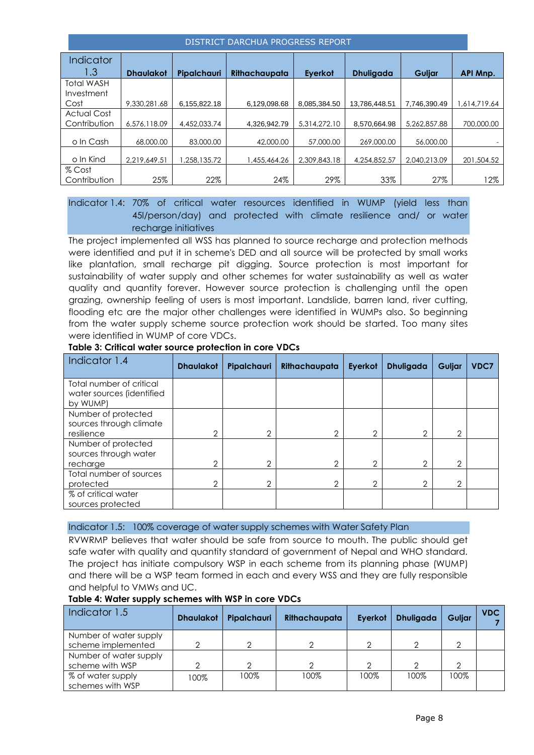| Indicator 1.3 | Dhaulakot | Pipalchauri | Rithachaupata | Eyerkot | Dhuligada | Guljar | API Mnp. |
|---|---|---|---|---|---|---|---|
| Total WASH Investment Cost | 9,330,281.68 | 6,155,822.18 | 6,129,098.68 | 8,085,384.50 | 13,786,448.51 | 7,746,390.49 | 1,614,719.64 |
| Actual Cost Contribution | 6,576,118.09 | 4,452,033.74 | 4,326,942.79 | 5,314,272.10 | 8,570,664.98 | 5,262,857.88 | 700,000.00 |
| o In Cash | 68,000.00 | 83,000.00 | 42,000.00 | 57,000.00 | 269,000.00 | 56,000.00 | - |
| o In Kind | 2,219,649.51 | 1,258,135.72 | 1,455,464.26 | 2,309,843.18 | 4,254,852.57 | 2,040,213.09 | 201,504.52 |
| % Cost Contribution | 25% | 22% | 24% | 29% | 33% | 27% | 12% |

**Indicator 1.4: 70% of critical water resources identified in WUMP (yield less than 45l/person/day) and protected with climate resilience and/ or water recharge initiatives**

The project implemented all WSS has planned to source recharge and protection methods were identified and put it in scheme's DED and all source will be protected by small works like plantation, small recharge pit digging. Source protection is most important for sustainability of water supply and other schemes for water sustainability as well as water quality and quantity forever. However source protection is challenging until the open grazing, ownership feeling of users is most important. Landslide, barren land, river cutting, flooding etc are the major other challenges were identified in WUMPs also. So beginning from the water supply scheme source protection work should be started. Too many sites were identified in WUMP of core VDCs.

**Table 3: Critical water source protection in core VDCs**

| Indicator 1.4 | Dhaulakot | Pipalchauri | Rithachaupata | Eyerkot | Dhuligada | Guljar | VDC7 |
|---|---|---|---|---|---|---|---|
| Total number of critical water sources (identified by WUMP) | | | | | | | |
| Number of protected sources through climate resilience | 2 | 2 | 2 | 2 | 2 | 2 | |
| Number of protected sources through water recharge | 2 | 2 | 2 | 2 | 2 | 2 | |
| Total number of sources protected | 2 | 2 | 2 | 2 | 2 | 2 | |
| % of critical water sources protected | | | | | | | |

**Indicator 1.5: 100% coverage of water supply schemes with Water Safety Plan**

RVWRMP believes that water should be safe from source to mouth. The public should get safe water with quality and quantity standard of government of Nepal and WHO standard. The project has initiate compulsory WSP in each scheme from its planning phase (WUMP) and there will be a WSP team formed in each and every WSS and they are fully responsible and helpful to VMWs and UC.

**Table 4: Water supply schemes with WSP in core VDCs**

| Indicator 1.5 | Dhaulakot | Pipalchauri | Rithachaupata | Eyerkot | Dhuligada | Guljar | VDC 7 |
|---|---|---|---|---|---|---|---|
| Number of water supply scheme implemented | 2 | 2 | 2 | 2 | 2 | 2 | |
| Number of water supply scheme with WSP | 2 | 2 | 2 | 2 | 2 | 2 | |
| % of water supply schemes with WSP | 100% | 100% | 100% | 100% | 100% | 100% | |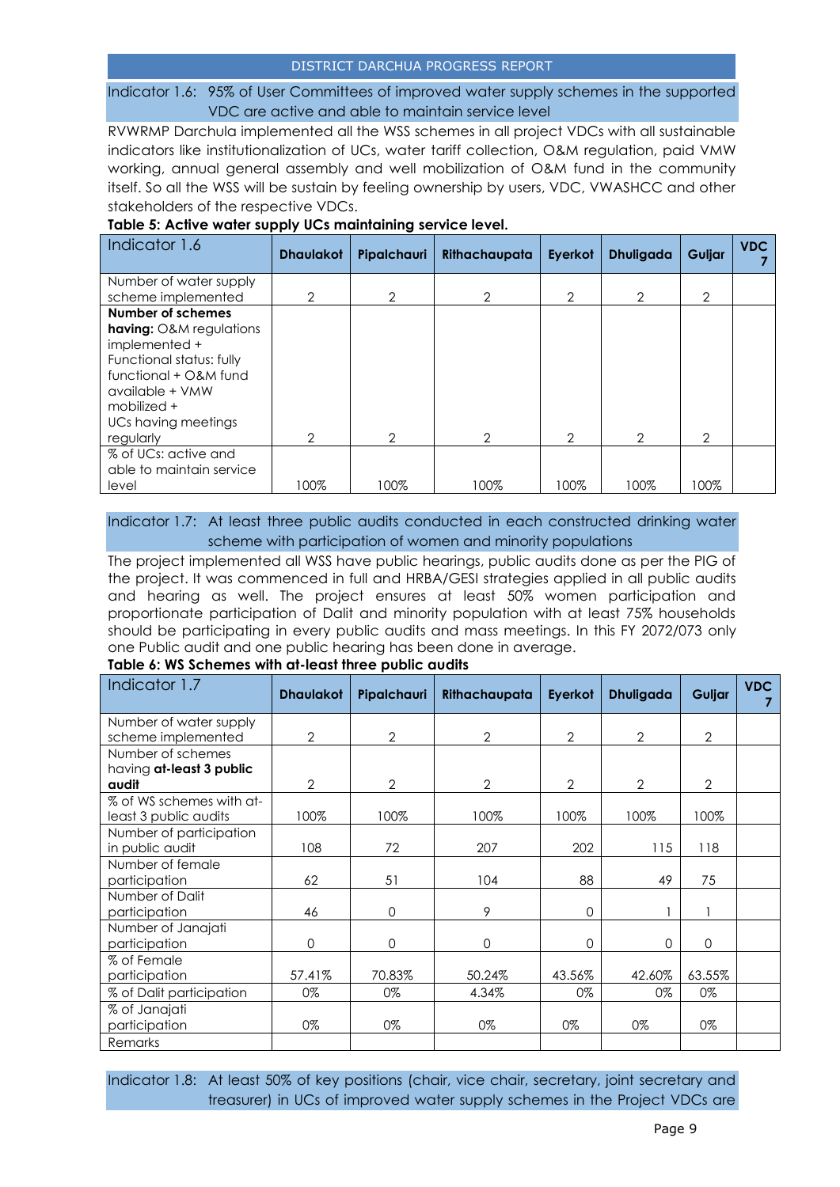Indicator 1.6: 95% of User Committees of improved water supply schemes in the supported VDC are active and able to maintain service level

RVWRMP Darchula implemented all the WSS schemes in all project VDCs with all sustainable indicators like institutionalization of UCs, water tariff collection, O&M regulation, paid VMW working, annual general assembly and well mobilization of O&M fund in the community itself. So all the WSS will be sustain by feeling ownership by users, VDC, VWASHCC and other stakeholders of the respective VDCs.

**Table 5: Active water supply UCs maintaining service level.**

| Indicator 1.6 | Dhaulakot | Pipalchauri | Rithachaupata | Eyerkot | Dhuligada | Guljar | VDC 7 |
|---|---|---|---|---|---|---|---|
| Number of water supply scheme implemented | 2 | 2 | 2 | 2 | 2 | 2 | |
| **Number of schemes having:** O&M regulations implemented + Functional status: fully functional + O&M fund available + VMW mobilized + UCs having meetings regularly | 2 | 2 | 2 | 2 | 2 | 2 | |
| % of UCs: active and able to maintain service level | 100% | 100% | 100% | 100% | 100% | 100% | |

Indicator 1.7: At least three public audits conducted in each constructed drinking water scheme with participation of women and minority populations

The project implemented all WSS have public hearings, public audits done as per the PIG of the project. It was commenced in full and HRBA/GESI strategies applied in all public audits and hearing as well. The project ensures at least 50% women participation and proportionate participation of Dalit and minority population with at least 75% households should be participating in every public audits and mass meetings. In this FY 2072/073 only one Public audit and one public hearing has been done in average.

**Table 6: WS Schemes with at-least three public audits**

| Indicator 1.7 | Dhaulakot | Pipalchauri | Rithachaupata | Eyerkot | Dhuligada | Guljar | VDC 7 |
|---|---|---|---|---|---|---|---|
| Number of water supply scheme implemented | 2 | 2 | 2 | 2 | 2 | 2 | |
| Number of schemes having **at-least 3 public audit** | 2 | 2 | 2 | 2 | 2 | 2 | |
| % of WS schemes with at-least 3 public audits | 100% | 100% | 100% | 100% | 100% | 100% | |
| Number of participation in public audit | 108 | 72 | 207 | 202 | 115 | 118 | |
| Number of female participation | 62 | 51 | 104 | 88 | 49 | 75 | |
| Number of Dalit participation | 46 | 0 | 9 | 0 | 1 | 1 | |
| Number of Janajati participation | 0 | 0 | 0 | 0 | 0 | 0 | |
| % of Female participation | 57.41% | 70.83% | 50.24% | 43.56% | 42.60% | 63.55% | |
| % of Dalit participation | 0% | 0% | 4.34% | 0% | 0% | 0% | |
| % of Janajati participation | 0% | 0% | 0% | 0% | 0% | 0% | |
| Remarks | | | | | | | |

Indicator 1.8: At least 50% of key positions (chair, vice chair, secretary, joint secretary and treasurer) in UCs of improved water supply schemes in the Project VDCs are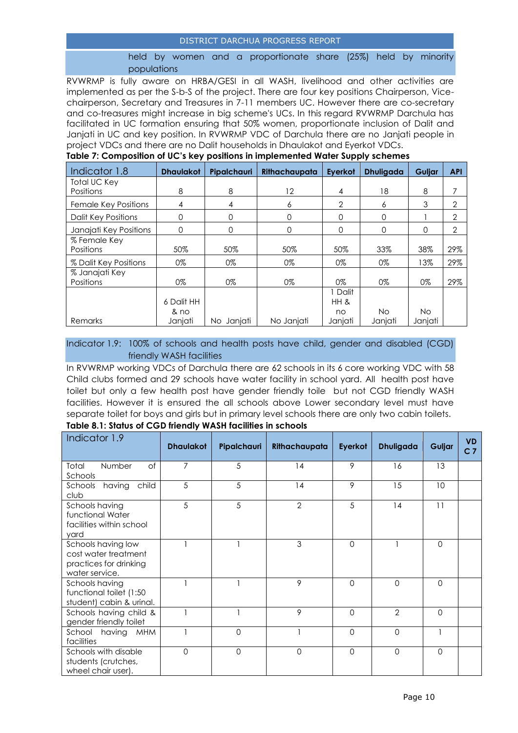held by women and a proportionate share (25%) held by minority populations

RVWRMP is fully aware on HRBA/GESI in all WASH, livelihood and other activities are implemented as per the S-b-S of the project. There are four key positions Chairperson, Vice-chairperson, Secretary and Treasures in 7-11 members UC. However there are co-secretary and co-treasures might increase in big scheme's UCs. In this regard RVWRMP Darchula has facilitated in UC formation ensuring that 50% women, proportionate inclusion of Dalit and Janjati in UC and key position. In RVWRMP VDC of Darchula there are no Janjati people in project VDCs and there are no Dalit households in Dhaulakot and Eyerkot VDCs.

**Table 7: Composition of UC's key positions in implemented Water Supply schemes**

| Indicator 1.8 | Dhaulakot | Pipalchauri | Rithachaupata | Eyerkot | Dhuligada | Guljar | API |
|---|---|---|---|---|---|---|---|
| Total UC Key Positions | 8 | 8 | 12 | 4 | 18 | 8 | 7 |
| Female Key Positions | 4 | 4 | 6 | 2 | 6 | 3 | 2 |
| Dalit Key Positions | 0 | 0 | 0 | 0 | 0 | 1 | 2 |
| Janajati Key Positions | 0 | 0 | 0 | 0 | 0 | 0 | 2 |
| % Female Key Positions | 50% | 50% | 50% | 50% | 33% | 38% | 29% |
| % Dalit Key Positions | 0% | 0% | 0% | 0% | 0% | 13% | 29% |
| % Janajati Key Positions | 0% | 0% | 0% | 0% | 0% | 0% | 29% |
| Remarks | 6 Dalit HH & no Janjati | No Janjati | No Janjati | 1 Dalit HH & no Janjati | No Janjati | No Janjati | |

Indicator 1.9: 100% of schools and health posts have child, gender and disabled (CGD) friendly WASH facilities

In RVWRMP working VDCs of Darchula there are 62 schools in its 6 core working VDC with 58 Child clubs formed and 29 schools have water facility in school yard. All health post have toilet but only a few health post have gender friendly toile but not CGD friendly WASH facilities. However it is ensured the all schools above Lower secondary level must have separate toilet for boys and girls but in primary level schools there are only two cabin toilets.

**Table 8.1: Status of CGD friendly WASH facilities in schools**

| Indicator 1.9 | Dhaulakot | Pipalchauri | Rithachaupata | Eyerkot | Dhuligada | Guljar | VDC 7 |
|---|---|---|---|---|---|---|---|
| Total Number of Schools | 7 | 5 | 14 | 9 | 16 | 13 | |
| Schools having child club | 5 | 5 | 14 | 9 | 15 | 10 | |
| Schools having functional Water facilities within school yard | 5 | 5 | 2 | 5 | 14 | 11 | |
| Schools having low cost water treatment practices for drinking water service. | 1 | 1 | 3 | 0 | 1 | 0 | |
| Schools having functional toilet (1:50 student) cabin & urinal. | 1 | 1 | 9 | 0 | 0 | 0 | |
| Schools having child & gender friendly toilet | 1 | 1 | 9 | 0 | 2 | 0 | |
| School having MHM facilities | 1 | 0 | 1 | 0 | 0 | 1 | |
| Schools with disable students (crutches, wheel chair user). | 0 | 0 | 0 | 0 | 0 | 0 | |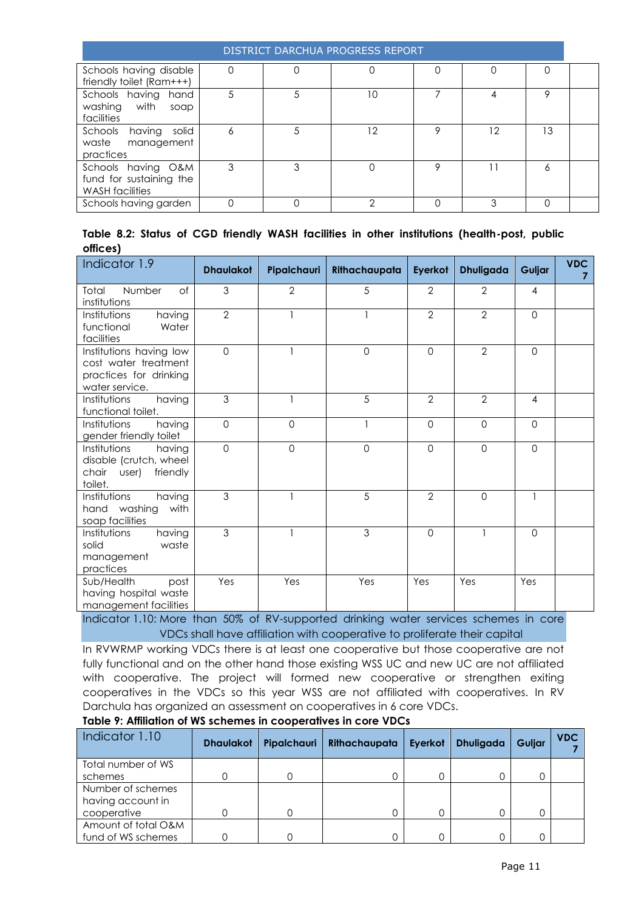| | | | | | | | |
|---|---|---|---|---|---|---|---|
| Schools having disable friendly toilet (Ram+++) | 0 | 0 | 0 | 0 | 0 | 0 | |
| Schools having hand washing with soap facilities | 5 | 5 | 10 | 7 | 4 | 9 | |
| Schools having solid waste management practices | 6 | 5 | 12 | 9 | 12 | 13 | |
| Schools having O&M fund for sustaining the WASH facilities | 3 | 3 | 0 | 9 | 11 | 6 | |
| Schools having garden | 0 | 0 | 2 | 0 | 3 | 0 | |

**Table 8.2: Status of CGD friendly WASH facilities in other institutions (health-post, public offices)**

| Indicator 1.9 | Dhaulakot | Pipalchauri | Rithachaupata | Eyerkot | Dhuligada | Guljar | VDC 7 |
|---|---|---|---|---|---|---|---|
| Total Number of institutions | 3 | 2 | 5 | 2 | 2 | 4 | |
| Institutions having functional Water facilities | 2 | 1 | 1 | 2 | 2 | 0 | |
| Institutions having low cost water treatment practices for drinking water service. | 0 | 1 | 0 | 0 | 2 | 0 | |
| Institutions having functional toilet. | 3 | 1 | 5 | 2 | 2 | 4 | |
| Institutions having gender friendly toilet | 0 | 0 | 1 | 0 | 0 | 0 | |
| Institutions having disable (crutch, wheel chair user) friendly toilet. | 0 | 0 | 0 | 0 | 0 | 0 | |
| Institutions having hand washing with soap facilities | 3 | 1 | 5 | 2 | 0 | 1 | |
| Institutions having solid waste management practices | 3 | 1 | 3 | 0 | 1 | 0 | |
| Sub/Health post having hospital waste management facilities | Yes | Yes | Yes | Yes | Yes | Yes | |

Indicator 1.10: More than 50% of RV-supported drinking water services schemes in core VDCs shall have affiliation with cooperative to proliferate their capital

In RVWRMP working VDCs there is at least one cooperative but those cooperative are not fully functional and on the other hand those existing WSS UC and new UC are not affiliated with cooperative. The project will formed new cooperative or strengthen exiting cooperatives in the VDCs so this year WSS are not affiliated with cooperatives. In RV Darchula has organized an assessment on cooperatives in 6 core VDCs.

**Table 9: Affiliation of WS schemes in cooperatives in core VDCs**

| Indicator 1.10 | Dhaulakot | Pipalchauri | Rithachaupata | Eyerkot | Dhuligada | Guljar | VDC 7 |
|---|---|---|---|---|---|---|---|
| Total number of WS schemes | 0 | 0 | 0 | 0 | 0 | 0 | |
| Number of schemes having account in cooperative | 0 | 0 | 0 | 0 | 0 | 0 | |
| Amount of total O&M fund of WS schemes | 0 | 0 | 0 | 0 | 0 | 0 | |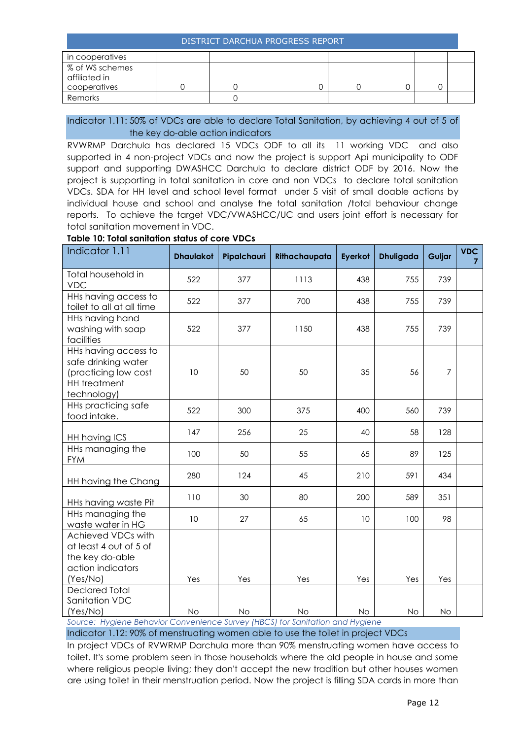| in cooperatives | | | | | | | |
|---|---|---|---|---|---|---|---|
| % of WS schemes affiliated in cooperatives | 0 | 0 | 0 | 0 | 0 | 0 | |
| Remarks | | 0 | | | | | |

### Indicator 1.11: 50% of VDCs are able to declare Total Sanitation, by achieving 4 out of 5 of the key do-able action indicators

RVWRMP Darchula has declared 15 VDCs ODF to all its 11 working VDC and also supported in 4 non-project VDCs and now the project is support Api municipality to ODF support and supporting DWASHCC Darchula to declare district ODF by 2016. Now the project is supporting in total sanitation in core and non VDCs to declare total sanitation VDCs. SDA for HH level and school level format under 5 visit of small doable actions by individual house and school and analyse the total sanitation /total behaviour change reports. To achieve the target VDC/VWASHCC/UC and users joint effort is necessary for total sanitation movement in VDC.

**Table 10: Total sanitation status of core VDCs**

| Indicator 1.11 | Dhaulakot | Pipalchauri | Rithachaupata | Eyerkot | Dhuligada | Guljar | VDC 7 |
|---|---|---|---|---|---|---|---|
| Total household in VDC | 522 | 377 | 1113 | 438 | 755 | 739 | |
| HHs having access to toilet to all at all time | 522 | 377 | 700 | 438 | 755 | 739 | |
| HHs having hand washing with soap facilities | 522 | 377 | 1150 | 438 | 755 | 739 | |
| HHs having access to safe drinking water (practicing low cost HH treatment technology) | 10 | 50 | 50 | 35 | 56 | 7 | |
| HHs practicing safe food intake. | 522 | 300 | 375 | 400 | 560 | 739 | |
| HH having ICS | 147 | 256 | 25 | 40 | 58 | 128 | |
| HHs managing the FYM | 100 | 50 | 55 | 65 | 89 | 125 | |
| HH having the Chang | 280 | 124 | 45 | 210 | 591 | 434 | |
| HHs having waste Pit | 110 | 30 | 80 | 200 | 589 | 351 | |
| HHs managing the waste water in HG | 10 | 27 | 65 | 10 | 100 | 98 | |
| Achieved VDCs with at least 4 out of 5 of the key do-able action indicators (Yes/No) | Yes | Yes | Yes | Yes | Yes | Yes | |
| Declared Total Sanitation VDC (Yes/No) | No | No | No | No | No | No | |

*Source: Hygiene Behavior Convenience Survey (HBCS) for Sanitation and Hygiene*

### Indicator 1.12: 90% of menstruating women able to use the toilet in project VDCs

In project VDCs of RVWRMP Darchula more than 90% menstruating women have access to toilet. It's some problem seen in those households where the old people in house and some where religious people living; they don't accept the new tradition but other houses women are using toilet in their menstruation period. Now the project is filling SDA cards in more than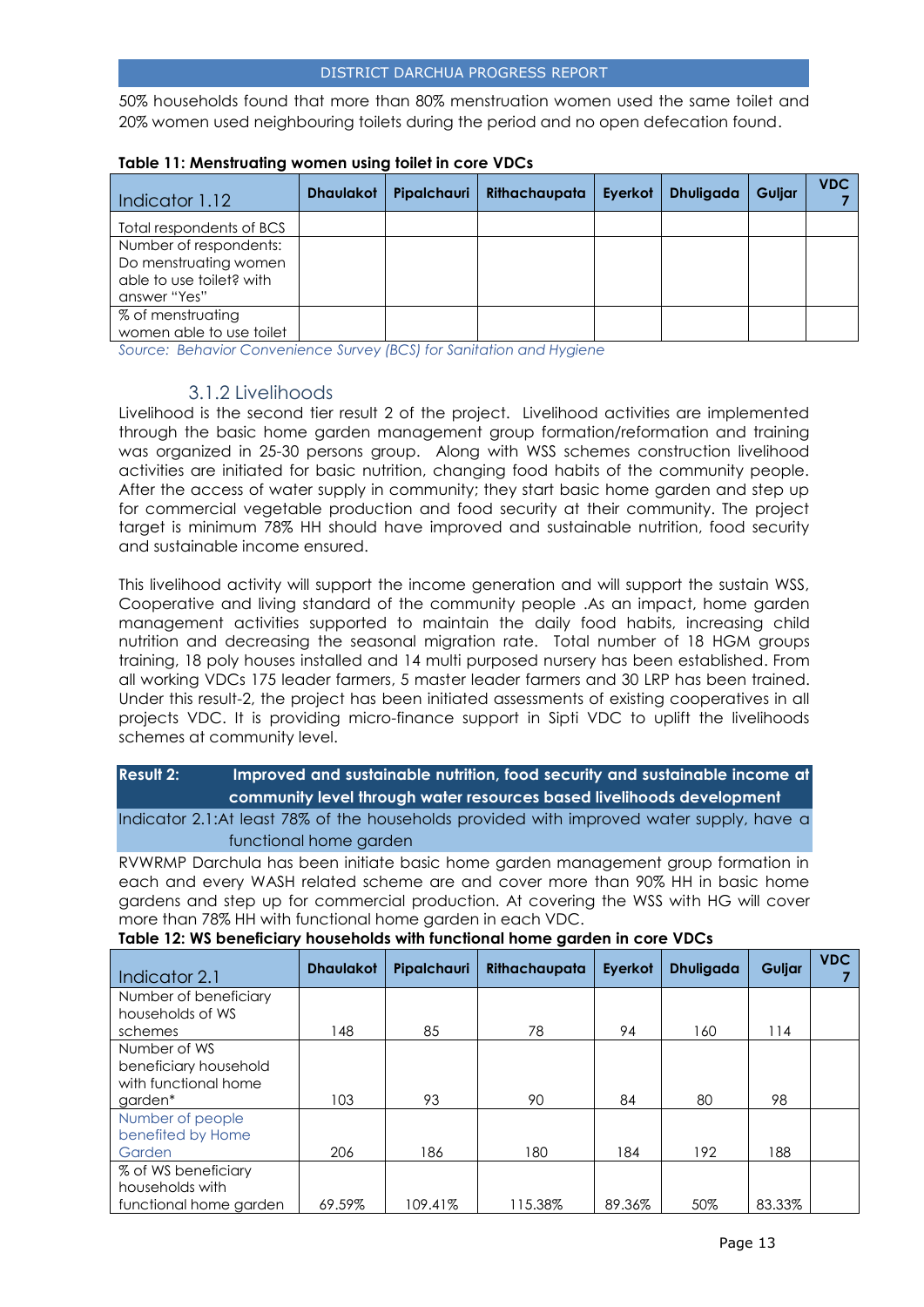50% households found that more than 80% menstruation women used the same toilet and 20% women used neighbouring toilets during the period and no open defecation found.

**Table 11: Menstruating women using toilet in core VDCs**

| Indicator 1.12 | Dhaulakot | Pipalchauri | Rithachaupata | Eyerkot | Dhuligada | Guljar | VDC 7 |
|---|---|---|---|---|---|---|---|
| Total respondents of BCS | | | | | | | |
| Number of respondents: Do menstruating women able to use toilet? with answer "Yes" | | | | | | | |
| % of menstruating women able to use toilet | | | | | | | |

*Source: Behavior Convenience Survey (BCS) for Sanitation and Hygiene*

### 3.1.2 Livelihoods

Livelihood is the second tier result 2 of the project. Livelihood activities are implemented through the basic home garden management group formation/reformation and training was organized in 25-30 persons group. Along with WSS schemes construction livelihood activities are initiated for basic nutrition, changing food habits of the community people. After the access of water supply in community; they start basic home garden and step up for commercial vegetable production and food security at their community. The project target is minimum 78% HH should have improved and sustainable nutrition, food security and sustainable income ensured.

This livelihood activity will support the income generation and will support the sustain WSS, Cooperative and living standard of the community people .As an impact, home garden management activities supported to maintain the daily food habits, increasing child nutrition and decreasing the seasonal migration rate. Total number of 18 HGM groups training, 18 poly houses installed and 14 multi purposed nursery has been established. From all working VDCs 175 leader farmers, 5 master leader farmers and 30 LRP has been trained. Under this result-2, the project has been initiated assessments of existing cooperatives in all projects VDC. It is providing micro-finance support in Sipti VDC to uplift the livelihoods schemes at community level.

**Result 2: Improved and sustainable nutrition, food security and sustainable income at community level through water resources based livelihoods development**

Indicator 2.1:At least 78% of the households provided with improved water supply, have a functional home garden

RVWRMP Darchula has been initiate basic home garden management group formation in each and every WASH related scheme are and cover more than 90% HH in basic home gardens and step up for commercial production. At covering the WSS with HG will cover more than 78% HH with functional home garden in each VDC.

**Table 12: WS beneficiary households with functional home garden in core VDCs**

| Indicator 2.1 | Dhaulakot | Pipalchauri | Rithachaupata | Eyerkot | Dhuligada | Guljar | VDC 7 |
|---|---|---|---|---|---|---|---|
| Number of beneficiary households of WS schemes | 148 | 85 | 78 | 94 | 160 | 114 | |
| Number of WS beneficiary household with functional home garden* | 103 | 93 | 90 | 84 | 80 | 98 | |
| Number of people benefited by Home Garden | 206 | 186 | 180 | 184 | 192 | 188 | |
| % of WS beneficiary households with functional home garden | 69.59% | 109.41% | 115.38% | 89.36% | 50% | 83.33% | |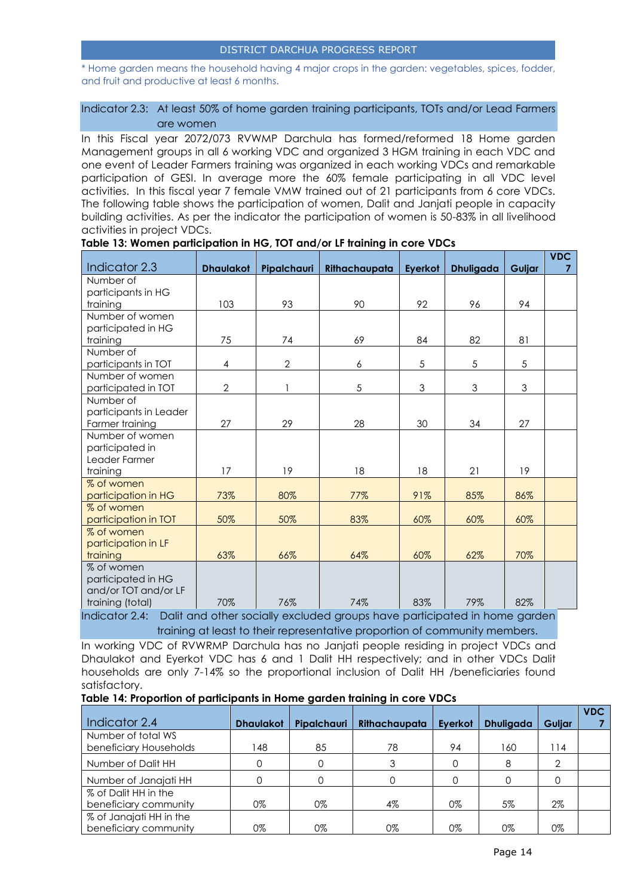\* Home garden means the household having 4 major crops in the garden: vegetables, spices, fodder, and fruit and productive at least 6 months.

### Indicator 2.3: At least 50% of home garden training participants, TOTs and/or Lead Farmers are women

In this Fiscal year 2072/073 RVWMP Darchula has formed/reformed 18 Home garden Management groups in all 6 working VDC and organized 3 HGM training in each VDC and one event of Leader Farmers training was organized in each working VDCs and remarkable participation of GESI. In average more the 60% female participating in all VDC level activities. In this fiscal year 7 female VMW trained out of 21 participants from 6 core VDCs. The following table shows the participation of women, Dalit and Janjati people in capacity building activities. As per the indicator the participation of women is 50-83% in all livelihood activities in project VDCs.

**Table 13: Women participation in HG, TOT and/or LF training in core VDCs**

| Indicator 2.3 | Dhaulakot | Pipalchauri | Rithachaupata | Eyerkot | Dhuligada | Guljar | VDC 7 |
|---|---|---|---|---|---|---|---|
| Number of participants in HG training | 103 | 93 | 90 | 92 | 96 | 94 | |
| Number of women participated in HG training | 75 | 74 | 69 | 84 | 82 | 81 | |
| Number of participants in TOT | 4 | 2 | 6 | 5 | 5 | 5 | |
| Number of women participated in TOT | 2 | 1 | 5 | 3 | 3 | 3 | |
| Number of participants in Leader Farmer training | 27 | 29 | 28 | 30 | 34 | 27 | |
| Number of women participated in Leader Farmer training | 17 | 19 | 18 | 18 | 21 | 19 | |
| % of women participation in HG | 73% | 80% | 77% | 91% | 85% | 86% | |
| % of women participation in TOT | 50% | 50% | 83% | 60% | 60% | 60% | |
| % of women participation in LF training | 63% | 66% | 64% | 60% | 62% | 70% | |
| % of women participated in HG and/or TOT and/or LF training (total) | 70% | 76% | 74% | 83% | 79% | 82% | |

### Indicator 2.4: Dalit and other socially excluded groups have participated in home garden training at least to their representative proportion of community members.

In working VDC of RVWRMP Darchula has no Janjati people residing in project VDCs and Dhaulakot and Eyerkot VDC has 6 and 1 Dalit HH respectively; and in other VDCs Dalit households are only 7-14% so the proportional inclusion of Dalit HH /beneficiaries found satisfactory.

**Table 14: Proportion of participants in Home garden training in core VDCs**

| Indicator 2.4 | Dhaulakot | Pipalchauri | Rithachaupata | Eyerkot | Dhuligada | Guljar | VDC 7 |
|---|---|---|---|---|---|---|---|
| Number of total WS beneficiary Households | 148 | 85 | 78 | 94 | 160 | 114 | |
| Number of Dalit HH | 0 | 0 | 3 | 0 | 8 | 2 | |
| Number of Janajati HH | 0 | 0 | 0 | 0 | 0 | 0 | |
| % of Dalit HH in the beneficiary community | 0% | 0% | 4% | 0% | 5% | 2% | |
| % of Janajati HH in the beneficiary community | 0% | 0% | 0% | 0% | 0% | 0% | |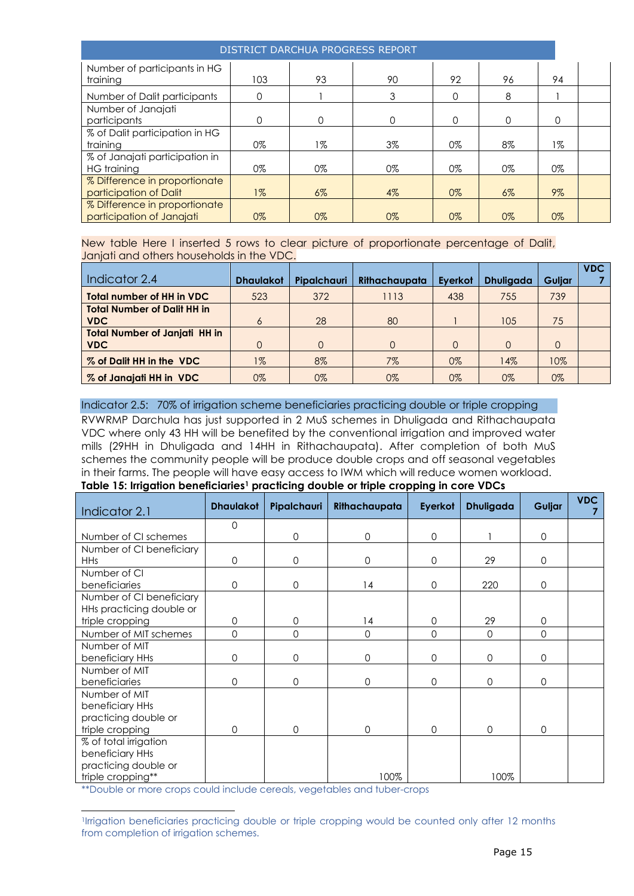| | | | | | | | |
|---|---|---|---|---|---|---|---|
| Number of participants in HG training | 103 | 93 | 90 | 92 | 96 | 94 | |
| Number of Dalit participants | 0 | 1 | 3 | 0 | 8 | 1 | |
| Number of Janajati participants | 0 | 0 | 0 | 0 | 0 | 0 | |
| % of Dalit participation in HG training | 0% | 1% | 3% | 0% | 8% | 1% | |
| % of Janajati participation in HG training | 0% | 0% | 0% | 0% | 0% | 0% | |
| % Difference in proportionate participation of Dalit | 1% | 6% | 4% | 0% | 6% | 9% | |
| % Difference in proportionate participation of Janajati | 0% | 0% | 0% | 0% | 0% | 0% | |

New table Here I inserted 5 rows to clear picture of proportionate percentage of Dalit, Janjati and others households in the VDC.

| Indicator 2.4 | Dhaulakot | Pipalchauri | Rithachaupata | Eyerkot | Dhuligada | Guljar | VDC 7 |
|---|---|---|---|---|---|---|---|
| **Total number of HH in VDC** | 523 | 372 | 1113 | 438 | 755 | 739 | |
| **Total Number of Dalit HH in VDC** | 6 | 28 | 80 | 1 | 105 | 75 | |
| **Total Number of Janjati HH in VDC** | 0 | 0 | 0 | 0 | 0 | 0 | |
| **% of Dalit HH in the VDC** | 1% | 8% | 7% | 0% | 14% | 10% | |
| **% of Janajati HH in VDC** | 0% | 0% | 0% | 0% | 0% | 0% | |

Indicator 2.5: 70% of irrigation scheme beneficiaries practicing double or triple cropping

RVWRMP Darchula has just supported in 2 MuS schemes in Dhuligada and Rithachaupata VDC where only 43 HH will be benefited by the conventional irrigation and improved water mills (29HH in Dhuligada and 14HH in Rithachaupata). After completion of both MuS schemes the community people will be produce double crops and off seasonal vegetables in their farms. The people will have easy access to IWM which will reduce women workload.

**Table 15: Irrigation beneficiaries[1] practicing double or triple cropping in core VDCs**

| Indicator 2.1 | Dhaulakot | Pipalchauri | Rithachaupata | Eyerkot | Dhuligada | Guljar | VDC 7 |
|---|---|---|---|---|---|---|---|
| Number of CI schemes | 0 | 0 | 0 | 0 | 1 | 0 | |
| Number of CI beneficiary HHs | 0 | 0 | 0 | 0 | 29 | 0 | |
| Number of CI beneficiaries | 0 | 0 | 14 | 0 | 220 | 0 | |
| Number of CI beneficiary HHs practicing double or triple cropping | 0 | 0 | 14 | 0 | 29 | 0 | |
| Number of MIT schemes | 0 | 0 | 0 | 0 | 0 | 0 | |
| Number of MIT beneficiary HHs | 0 | 0 | 0 | 0 | 0 | 0 | |
| Number of MIT beneficiaries | 0 | 0 | 0 | 0 | 0 | 0 | |
| Number of MIT beneficiary HHs practicing double or triple cropping | 0 | 0 | 0 | 0 | 0 | 0 | |
| % of total irrigation beneficiary HHs practicing double or triple cropping** | | | 100% | | 100% | | |

**Double or more crops could include cereals, vegetables and tuber-crops

[1] Irrigation beneficiaries practicing double or triple cropping would be counted only after 12 months from completion of irrigation schemes.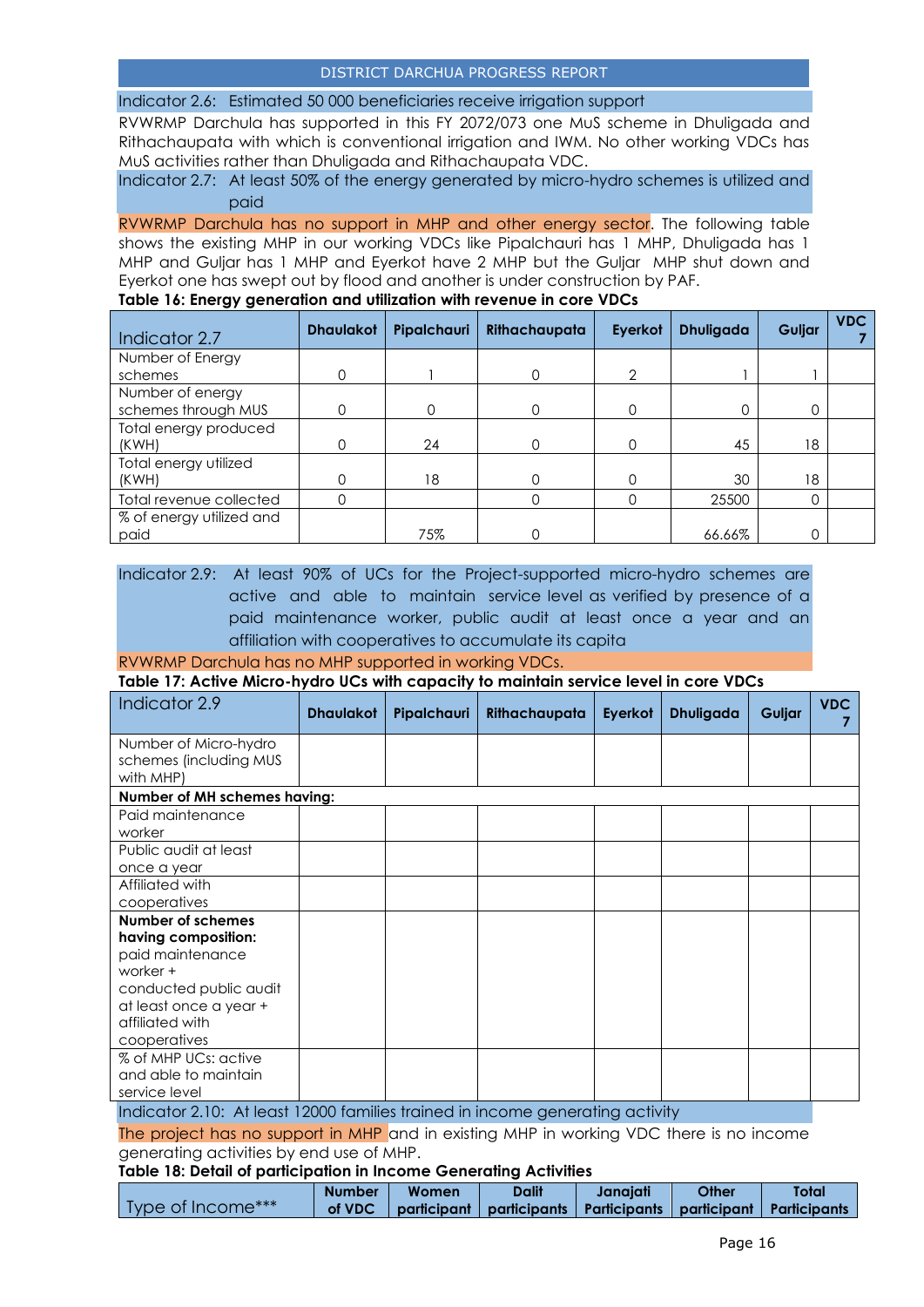Indicator 2.6: Estimated 50 000 beneficiaries receive irrigation support

RVWRMP Darchula has supported in this FY 2072/073 one MuS scheme in Dhuligada and Rithachaupata with which is conventional irrigation and IWM. No other working VDCs has MuS activities rather than Dhuligada and Rithachaupata VDC.

Indicator 2.7: At least 50% of the energy generated by micro-hydro schemes is utilized and paid

RVWRMP Darchula has no support in MHP and other energy sector. The following table shows the existing MHP in our working VDCs like Pipalchauri has 1 MHP, Dhuligada has 1 MHP and Guljar has 1 MHP and Eyerkot have 2 MHP but the Guljar MHP shut down and Eyerkot one has swept out by flood and another is under construction by PAF.

**Table 16: Energy generation and utilization with revenue in core VDCs**

| Indicator 2.7 | Dhaulakot | Pipalchauri | Rithachaupata | Eyerkot | Dhuligada | Guljar | VDC 7 |
|---|---|---|---|---|---|---|---|
| Number of Energy schemes | 0 | 1 | 0 | 2 | 1 | 1 | |
| Number of energy schemes through MUS | 0 | 0 | 0 | 0 | 0 | 0 | |
| Total energy produced (KWH) | 0 | 24 | 0 | 0 | 45 | 18 | |
| Total energy utilized (KWH) | 0 | 18 | 0 | 0 | 30 | 18 | |
| Total revenue collected | 0 | | 0 | 0 | 25500 | 0 | |
| % of energy utilized and paid | | 75% | 0 | | 66.66% | 0 | |

Indicator 2.9: At least 90% of UCs for the Project-supported micro-hydro schemes are active and able to maintain service level as verified by presence of a paid maintenance worker, public audit at least once a year and an affiliation with cooperatives to accumulate its capita

RVWRMP Darchula has no MHP supported in working VDCs.

**Table 17: Active Micro-hydro UCs with capacity to maintain service level in core VDCs**

| Indicator 2.9 | Dhaulakot | Pipalchauri | Rithachaupata | Eyerkot | Dhuligada | Guljar | VDC 7 |
|---|---|---|---|---|---|---|---|
| Number of Micro-hydro schemes (including MUS with MHP) | | | | | | | |
| **Number of MH schemes having:** | | | | | | | |
| Paid maintenance worker | | | | | | | |
| Public audit at least once a year | | | | | | | |
| Affiliated with cooperatives | | | | | | | |
| **Number of schemes having composition:** paid maintenance worker + conducted public audit at least once a year + affiliated with cooperatives | | | | | | | |
| % of MHP UCs: active and able to maintain service level | | | | | | | |

Indicator 2.10: At least 12000 families trained in income generating activity

The project has no support in MHP and in existing MHP in working VDC there is no income generating activities by end use of MHP.

**Table 18: Detail of participation in Income Generating Activities**

| Type of Income*** | Number of VDC | Women participant | Dalit participants | Janajati Participants | Other participant | Total Participants |
|---|---|---|---|---|---|---|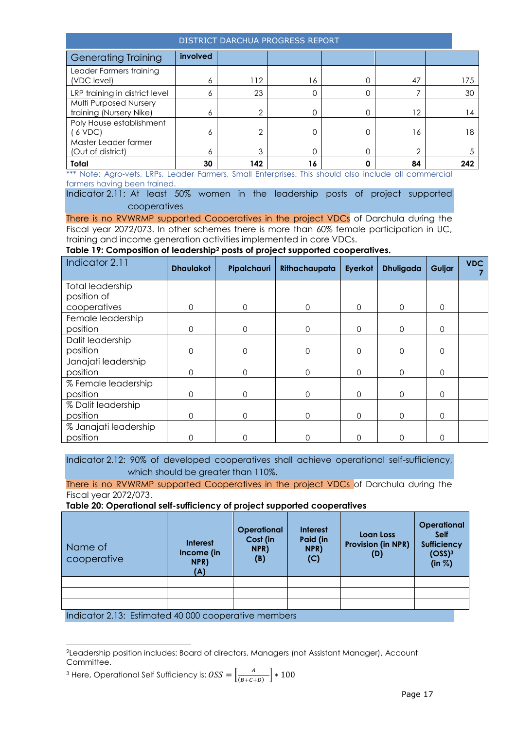| Generating Training | involved | | | | | |
|---|---|---|---|---|---|---|
| Leader Farmers training (VDC level) | 6 | 112 | 16 | 0 | 47 | 175 |
| LRP training in district level | 6 | 23 | 0 | 0 | 7 | 30 |
| Multi Purposed Nursery training (Nursery Nike) | 6 | 2 | 0 | 0 | 12 | 14 |
| Poly House establishment ( 6 VDC) | 6 | 2 | 0 | 0 | 16 | 18 |
| Master Leader farmer (Out of district) | 6 | 3 | 0 | 0 | 2 | 5 |
| **Total** | **30** | **142** | **16** | **0** | **84** | **242** |

*** Note: Agro-vets, LRPs, Leader Farmers, Small Enterprises. This should also include all commercial farmers having been trained.

Indicator 2.11: At least 50% women in the leadership posts of project supported cooperatives

There is no RVWRMP supported Cooperatives in the project VDCs of Darchula during the Fiscal year 2072/073. In other schemes there is more than 60% female participation in UC, training and income generation activities implemented in core VDCs.

**Table 19: Composition of leadership[2] posts of project supported cooperatives.**

| Indicator 2.11 | Dhaulakot | Pipalchauri | Rithachaupata | Eyerkot | Dhuligada | Guljar | VDC 7 |
|---|---|---|---|---|---|---|---|
| Total leadership position of cooperatives | 0 | 0 | 0 | 0 | 0 | 0 | |
| Female leadership position | 0 | 0 | 0 | 0 | 0 | 0 | |
| Dalit leadership position | 0 | 0 | 0 | 0 | 0 | 0 | |
| Janajati leadership position | 0 | 0 | 0 | 0 | 0 | 0 | |
| % Female leadership position | 0 | 0 | 0 | 0 | 0 | 0 | |
| % Dalit leadership position | 0 | 0 | 0 | 0 | 0 | 0 | |
| % Janajati leadership position | 0 | 0 | 0 | 0 | 0 | 0 | |

Indicator 2.12: 90% of developed cooperatives shall achieve operational self-sufficiency, which should be greater than 110%.

There is no RVWRMP supported Cooperatives in the project VDCs of Darchula during the Fiscal year 2072/073.

**Table 20: Operational self-sufficiency of project supported cooperatives**

| Name of cooperative | Interest Income (in NPR) (A) | Operational Cost (in NPR) (B) | Interest Paid (in NPR) (C) | Loan Loss Provision (in NPR) (D) | Operational Self Sufficiency (OSS)[3] (in %) |
|---|---|---|---|---|---|
| | | | | | |
| | | | | | |
| | | | | | |

Indicator 2.13: Estimated 40 000 cooperative members

[2]Leadership position includes: Board of directors, Managers (not Assistant Manager), Account Committee.

[3] Here, Operational Self Sufficiency is: $OSS = \left[\frac{A}{(B+C+D)}\right] * 100$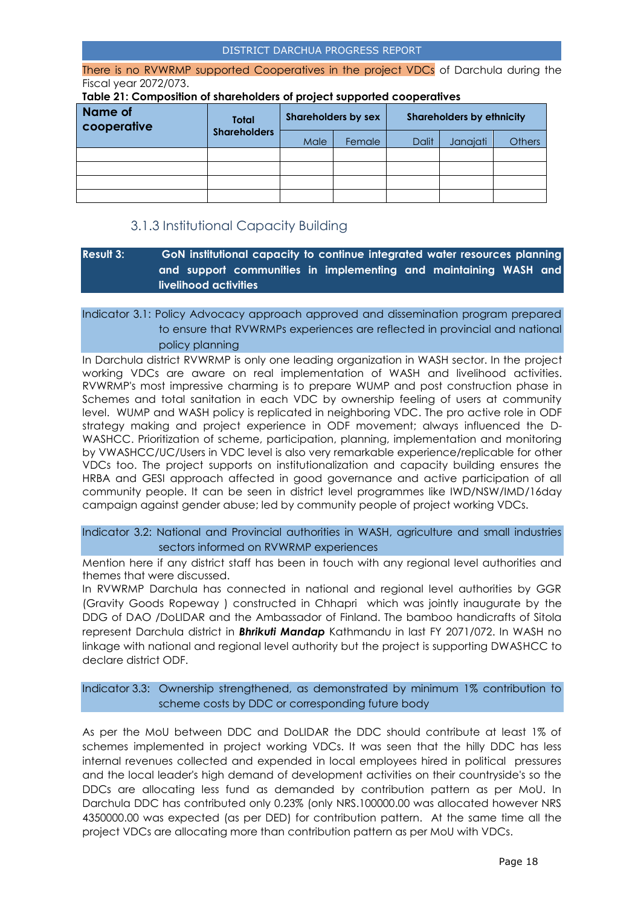There is no RVWRMP supported Cooperatives in the project VDCs of Darchula during the Fiscal year 2072/073.

**Table 21: Composition of shareholders of project supported cooperatives**

| Name of cooperative | Total Shareholders | Shareholders by sex | | Shareholders by ethnicity | | |
|---|---|---|---|---|---|---|
| | | Male | Female | Dalit | Janajati | Others |
| | | | | | | |
| | | | | | | |
| | | | | | | |
| | | | | | | |

### 3.1.3 Institutional Capacity Building

**Result 3: GoN institutional capacity to continue integrated water resources planning and support communities in implementing and maintaining WASH and livelihood activities**

Indicator 3.1: Policy Advocacy approach approved and dissemination program prepared to ensure that RVWRMPs experiences are reflected in provincial and national policy planning

In Darchula district RVWRMP is only one leading organization in WASH sector. In the project working VDCs are aware on real implementation of WASH and livelihood activities. RVWRMP's most impressive charming is to prepare WUMP and post construction phase in Schemes and total sanitation in each VDC by ownership feeling of users at community level. WUMP and WASH policy is replicated in neighboring VDC. The pro active role in ODF strategy making and project experience in ODF movement; always influenced the D-WASHCC. Prioritization of scheme, participation, planning, implementation and monitoring by VWASHCC/UC/Users in VDC level is also very remarkable experience/replicable for other VDCs too. The project supports on institutionalization and capacity building ensures the HRBA and GESI approach affected in good governance and active participation of all community people. It can be seen in district level programmes like IWD/NSW/IMD/16day campaign against gender abuse; led by community people of project working VDCs.

Indicator 3.2: National and Provincial authorities in WASH, agriculture and small industries sectors informed on RVWRMP experiences

Mention here if any district staff has been in touch with any regional level authorities and themes that were discussed.

In RVWRMP Darchula has connected in national and regional level authorities by GGR (Gravity Goods Ropeway ) constructed in Chhapri which was jointly inaugurate by the DDG of DAO /DoLIDAR and the Ambassador of Finland. The bamboo handicrafts of Sitola represent Darchula district in ***Bhrikuti Mandap*** Kathmandu in last FY 2071/072. In WASH no linkage with national and regional level authority but the project is supporting DWASHCC to declare district ODF.

Indicator 3.3: Ownership strengthened, as demonstrated by minimum 1% contribution to scheme costs by DDC or corresponding future body

As per the MoU between DDC and DoLIDAR the DDC should contribute at least 1% of schemes implemented in project working VDCs. It was seen that the hilly DDC has less internal revenues collected and expended in local employees hired in political pressures and the local leader's high demand of development activities on their countryside's so the DDCs are allocating less fund as demanded by contribution pattern as per MoU. In Darchula DDC has contributed only 0.23% (only NRS.100000.00 was allocated however NRS 4350000.00 was expected (as per DED) for contribution pattern. At the same time all the project VDCs are allocating more than contribution pattern as per MoU with VDCs.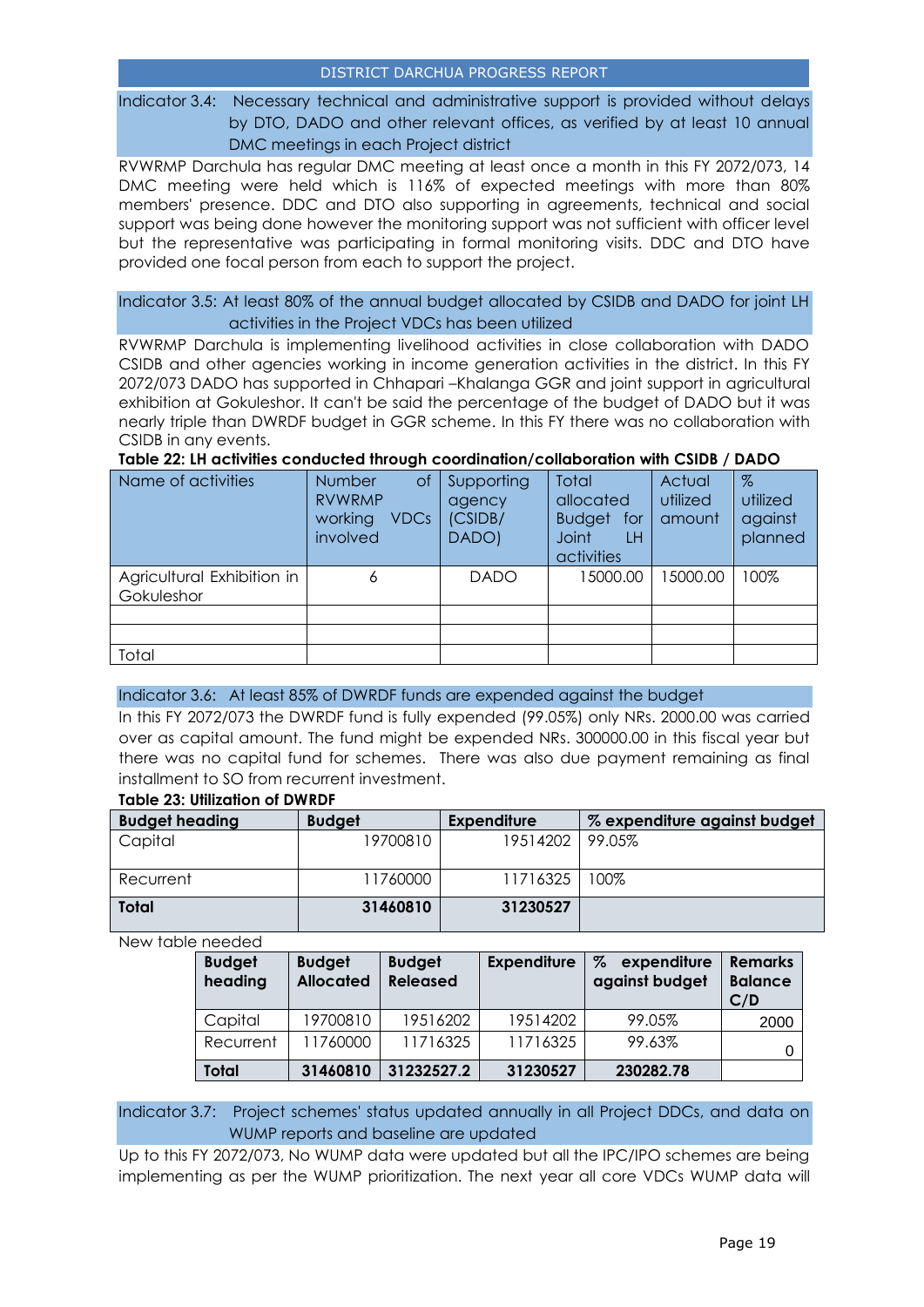Indicator 3.4: Necessary technical and administrative support is provided without delays by DTO, DADO and other relevant offices, as verified by at least 10 annual DMC meetings in each Project district

RVWRMP Darchula has regular DMC meeting at least once a month in this FY 2072/073, 14 DMC meeting were held which is 116% of expected meetings with more than 80% members' presence. DDC and DTO also supporting in agreements, technical and social support was being done however the monitoring support was not sufficient with officer level but the representative was participating in formal monitoring visits. DDC and DTO have provided one focal person from each to support the project.

Indicator 3.5: At least 80% of the annual budget allocated by CSIDB and DADO for joint LH activities in the Project VDCs has been utilized

RVWRMP Darchula is implementing livelihood activities in close collaboration with DADO CSIDB and other agencies working in income generation activities in the district. In this FY 2072/073 DADO has supported in Chhapari –Khalanga GGR and joint support in agricultural exhibition at Gokuleshor. It can't be said the percentage of the budget of DADO but it was nearly triple than DWRDF budget in GGR scheme. In this FY there was no collaboration with CSIDB in any events.

**Table 22: LH activities conducted through coordination/collaboration with CSIDB / DADO**

| Name of activities | Number of RVWRMP working VDCs involved | Supporting agency (CSIDB/ DADO) | Total allocated Budget for Joint LH activities | Actual utilized amount | % utilized against planned |
|---|---|---|---|---|---|
| Agricultural Exhibition in Gokuleshor | 6 | DADO | 15000.00 | 15000.00 | 100% |
| | | | | | |
| | | | | | |
| Total | | | | | |

Indicator 3.6: At least 85% of DWRDF funds are expended against the budget

In this FY 2072/073 the DWRDF fund is fully expended (99.05%) only NRs. 2000.00 was carried over as capital amount. The fund might be expended NRs. 300000.00 in this fiscal year but there was no capital fund for schemes. There was also due payment remaining as final installment to SO from recurrent investment.

**Table 23: Utilization of DWRDF**

| Budget heading | Budget | Expenditure | % expenditure against budget |
|---|---|---|---|
| Capital | 19700810 | 19514202 | 99.05% |
| Recurrent | 11760000 | 11716325 | 100% |
| **Total** | **31460810** | **31230527** | |

New table needed

| Budget heading | Budget Allocated | Budget Released | Expenditure | % expenditure against budget | Remarks Balance C/D |
|---|---|---|---|---|---|
| Capital | 19700810 | 19516202 | 19514202 | 99.05% | 2000 |
| Recurrent | 11760000 | 11716325 | 11716325 | 99.63% | 0 |
| **Total** | **31460810** | **31232527.2** | **31230527** | **230282.78** | |

Indicator 3.7: Project schemes' status updated annually in all Project DDCs, and data on WUMP reports and baseline are updated

Up to this FY 2072/073, No WUMP data were updated but all the IPC/IPO schemes are being implementing as per the WUMP prioritization. The next year all core VDCs WUMP data will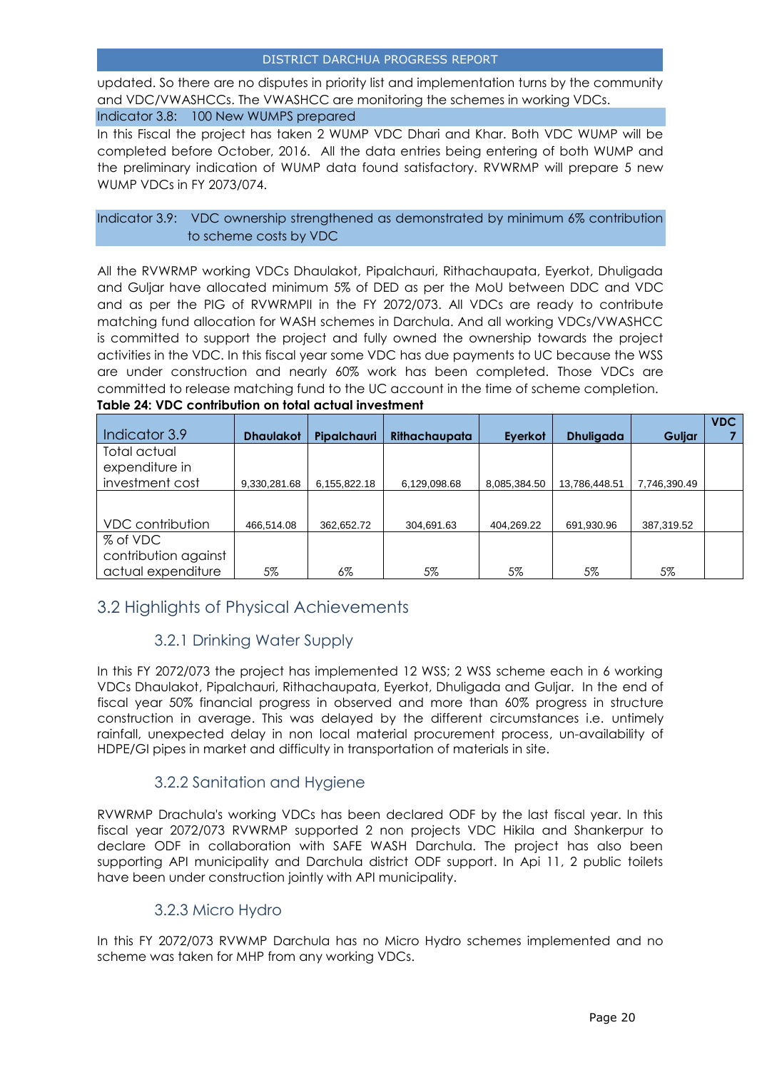updated. So there are no disputes in priority list and implementation turns by the community and VDC/VWASHCCs. The VWASHCC are monitoring the schemes in working VDCs.

Indicator 3.8: 100 New WUMPS prepared

In this Fiscal the project has taken 2 WUMP VDC Dhari and Khar. Both VDC WUMP will be completed before October, 2016. All the data entries being entering of both WUMP and the preliminary indication of WUMP data found satisfactory. RVWRMP will prepare 5 new WUMP VDCs in FY 2073/074.

Indicator 3.9: VDC ownership strengthened as demonstrated by minimum 6% contribution to scheme costs by VDC

All the RVWRMP working VDCs Dhaulakot, Pipalchauri, Rithachaupata, Eyerkot, Dhuligada and Guljar have allocated minimum 5% of DED as per the MoU between DDC and VDC and as per the PIG of RVWRMPII in the FY 2072/073. All VDCs are ready to contribute matching fund allocation for WASH schemes in Darchula. And all working VDCs/VWASHCC is committed to support the project and fully owned the ownership towards the project activities in the VDC. In this fiscal year some VDC has due payments to UC because the WSS are under construction and nearly 60% work has been completed. Those VDCs are committed to release matching fund to the UC account in the time of scheme completion.

**Table 24: VDC contribution on total actual investment**

| Indicator 3.9 | Dhaulakot | Pipalchauri | Rithachaupata | Eyerkot | Dhuligada | Guljar | VDC 7 |
|---|---|---|---|---|---|---|---|
| Total actual expenditure in investment cost | 9,330,281.68 | 6,155,822.18 | 6,129,098.68 | 8,085,384.50 | 13,786,448.51 | 7,746,390.49 | |
| VDC contribution | 466,514.08 | 362,652.72 | 304,691.63 | 404,269.22 | 691,930.96 | 387,319.52 | |
| % of VDC contribution against actual expenditure | 5% | 6% | 5% | 5% | 5% | 5% | |

## 3.2 Highlights of Physical Achievements

### 3.2.1 Drinking Water Supply

In this FY 2072/073 the project has implemented 12 WSS; 2 WSS scheme each in 6 working VDCs Dhaulakot, Pipalchauri, Rithachaupata, Eyerkot, Dhuligada and Guljar. In the end of fiscal year 50% financial progress in observed and more than 60% progress in structure construction in average. This was delayed by the different circumstances i.e. untimely rainfall, unexpected delay in non local material procurement process, un-availability of HDPE/GI pipes in market and difficulty in transportation of materials in site.

### 3.2.2 Sanitation and Hygiene

RVWRMP Drachula's working VDCs has been declared ODF by the last fiscal year. In this fiscal year 2072/073 RVWRMP supported 2 non projects VDC Hikila and Shankerpur to declare ODF in collaboration with SAFE WASH Darchula. The project has also been supporting API municipality and Darchula district ODF support. In Api 11, 2 public toilets have been under construction jointly with API municipality.

### 3.2.3 Micro Hydro

In this FY 2072/073 RVWMP Darchula has no Micro Hydro schemes implemented and no scheme was taken for MHP from any working VDCs.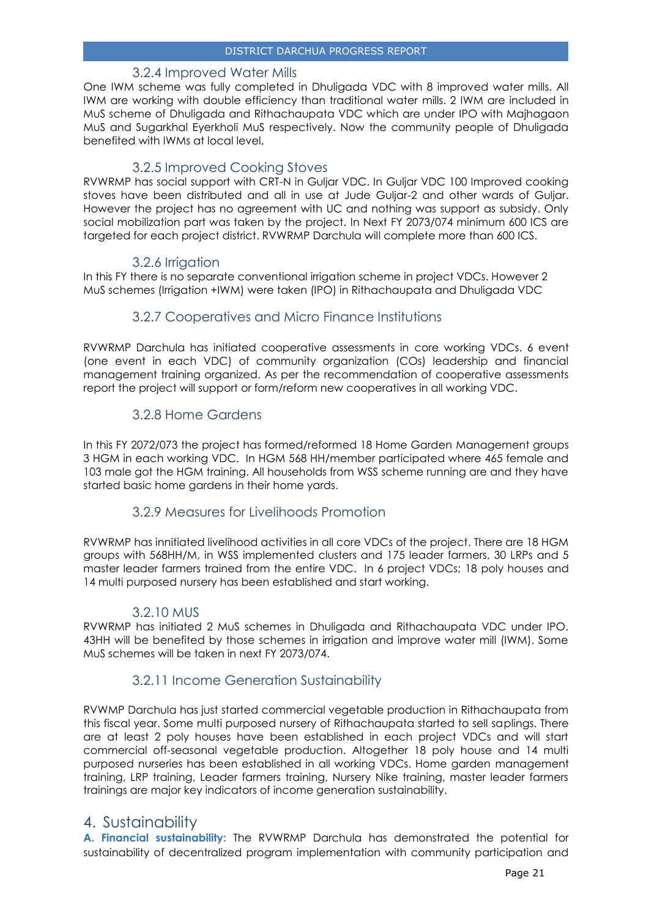### 3.2.4 Improved Water Mills

One IWM scheme was fully completed in Dhuligada VDC with 8 improved water mills. All IWM are working with double efficiency than traditional water mills. 2 IWM are included in MuS scheme of Dhuligada and Rithachaupata VDC which are under IPO with Majhagaon MuS and Sugarkhal Eyerkholi MuS respectively. Now the community people of Dhuligada benefited with IWMs at local level.

### 3.2.5 Improved Cooking Stoves

RVWRMP has social support with CRT-N in Guljar VDC. In Guljar VDC 100 Improved cooking stoves have been distributed and all in use at Jude Guljar-2 and other wards of Guljar. However the project has no agreement with UC and nothing was support as subsidy. Only social mobilization part was taken by the project. In Next FY 2073/074 minimum 600 ICS are targeted for each project district. RVWRMP Darchula will complete more than 600 ICS.

### 3.2.6 Irrigation

In this FY there is no separate conventional irrigation scheme in project VDCs. However 2 MuS schemes (Irrigation +IWM) were taken (IPO) in Rithachaupata and Dhuligada VDC

### 3.2.7 Cooperatives and Micro Finance Institutions

RVWRMP Darchula has initiated cooperative assessments in core working VDCs. 6 event (one event in each VDC) of community organization (COs) leadership and financial management training organized. As per the recommendation of cooperative assessments report the project will support or form/reform new cooperatives in all working VDC.

### 3.2.8 Home Gardens

In this FY 2072/073 the project has formed/reformed 18 Home Garden Management groups 3 HGM in each working VDC. In HGM 568 HH/member participated where 465 female and 103 male got the HGM training. All households from WSS scheme running are and they have started basic home gardens in their home yards.

### 3.2.9 Measures for Livelihoods Promotion

RVWRMP has innitiated livelihood activities in all core VDCs of the project. There are 18 HGM groups with 568HH/M, in WSS implemented clusters and 175 leader farmers, 30 LRPs and 5 master leader farmers trained from the entire VDC. In 6 project VDCs; 18 poly houses and 14 multi purposed nursery has been established and start working.

### 3.2.10 MUS

RVWRMP has initiated 2 MuS schemes in Dhuligada and Rithachaupata VDC under IPO. 43HH will be benefited by those schemes in irrigation and improve water mill (IWM). Some MuS schemes will be taken in next FY 2073/074.

### 3.2.11 Income Generation Sustainability

RVWMP Darchula has just started commercial vegetable production in Rithachaupata from this fiscal year. Some multi purposed nursery of Rithachaupata started to sell saplings. There are at least 2 poly houses have been established in each project VDCs and will start commercial off-seasonal vegetable production. Altogether 18 poly house and 14 multi purposed nurseries has been established in all working VDCs. Home garden management training, LRP training, Leader farmers training, Nursery Nike training, master leader farmers trainings are major key indicators of income generation sustainability.

## 4. Sustainability

**A. Financial sustainability:** The RVWRMP Darchula has demonstrated the potential for sustainability of decentralized program implementation with community participation and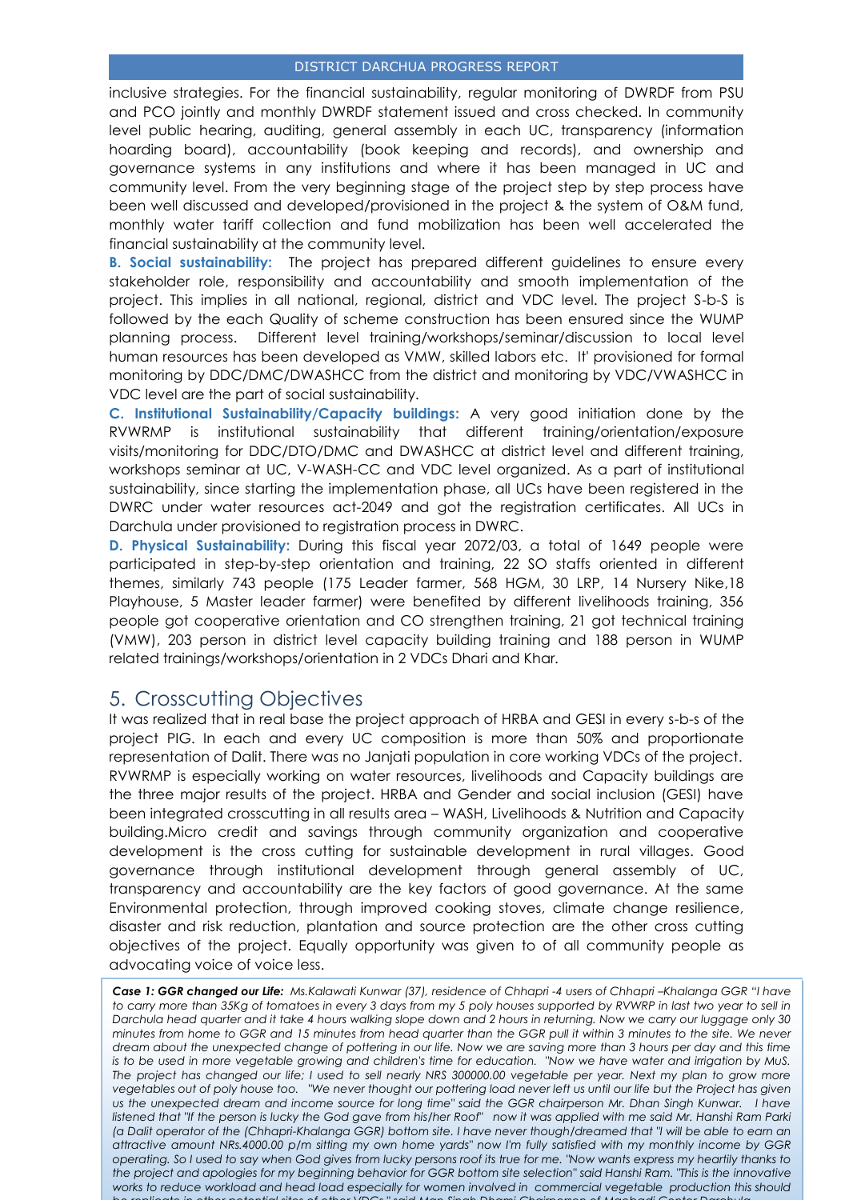inclusive strategies. For the financial sustainability, regular monitoring of DWRDF from PSU and PCO jointly and monthly DWRDF statement issued and cross checked. In community level public hearing, auditing, general assembly in each UC, transparency (information hoarding board), accountability (book keeping and records), and ownership and governance systems in any institutions and where it has been managed in UC and community level. From the very beginning stage of the project step by step process have been well discussed and developed/provisioned in the project & the system of O&M fund, monthly water tariff collection and fund mobilization has been well accelerated the financial sustainability at the community level.

**B. Social sustainability:** The project has prepared different guidelines to ensure every stakeholder role, responsibility and accountability and smooth implementation of the project. This implies in all national, regional, district and VDC level. The project S-b-S is followed by the each Quality of scheme construction has been ensured since the WUMP planning process. Different level training/workshops/seminar/discussion to local level human resources has been developed as VMW, skilled labors etc. It' provisioned for formal monitoring by DDC/DMC/DWASHCC from the district and monitoring by VDC/VWASHCC in VDC level are the part of social sustainability.

**C. Institutional Sustainability/Capacity buildings:** A very good initiation done by the RVWRMP is institutional sustainability that different training/orientation/exposure visits/monitoring for DDC/DTO/DMC and DWASHCC at district level and different training, workshops seminar at UC, V-WASH-CC and VDC level organized. As a part of institutional sustainability, since starting the implementation phase, all UCs have been registered in the DWRC under water resources act-2049 and got the registration certificates. All UCs in Darchula under provisioned to registration process in DWRC.

**D. Physical Sustainability:** During this fiscal year 2072/03, a total of 1649 people were participated in step-by-step orientation and training, 22 SO staffs oriented in different themes, similarly 743 people (175 Leader farmer, 568 HGM, 30 LRP, 14 Nursery Nike,18 Playhouse, 5 Master leader farmer) were benefited by different livelihoods training, 356 people got cooperative orientation and CO strengthen training, 21 got technical training (VMW), 203 person in district level capacity building training and 188 person in WUMP related trainings/workshops/orientation in 2 VDCs Dhari and Khar.

## 5. Crosscutting Objectives

It was realized that in real base the project approach of HRBA and GESI in every s-b-s of the project PIG. In each and every UC composition is more than 50% and proportionate representation of Dalit. There was no Janjati population in core working VDCs of the project. RVWRMP is especially working on water resources, livelihoods and Capacity buildings are the three major results of the project. HRBA and Gender and social inclusion (GESI) have been integrated crosscutting in all results area – WASH, Livelihoods & Nutrition and Capacity building.Micro credit and savings through community organization and cooperative development is the cross cutting for sustainable development in rural villages. Good governance through institutional development through general assembly of UC, transparency and accountability are the key factors of good governance. At the same Environmental protection, through improved cooking stoves, climate change resilience, disaster and risk reduction, plantation and source protection are the other cross cutting objectives of the project. Equally opportunity was given to of all community people as advocating voice of voice less.

***Case 1: GGR changed our Life:*** *Ms.Kalawati Kunwar (37), residence of Chhapri -4 users of Chhapri –Khalanga GGR "I have to carry more than 35Kg of tomatoes in every 3 days from my 5 poly houses supported by RVWRP in last two year to sell in Darchula head quarter and it take 4 hours walking slope down and 2 hours in returning. Now we carry our luggage only 30 minutes from home to GGR and 15 minutes from head quarter than the GGR pull it within 3 minutes to the site. We never dream about the unexpected change of pottering in our life. Now we are saving more than 3 hours per day and this time is to be used in more vegetable growing and children's time for education. "Now we have water and irrigation by MuS. The project has changed our life; I used to sell nearly NRS 300000.00 vegetable per year. Next my plan to grow more vegetables out of poly house too. "We never thought our pottering load never left us until our life but the Project has given us the unexpected dream and income source for long time" said the GGR chairperson Mr. Dhan Singh Kunwar. I have listened that "If the person is lucky the God gave from his/her Roof" now it was applied with me said Mr. Hanshi Ram Parki (a Dalit operator of the (Chhapri-Khalanga GGR) bottom site. I have never though/dreamed that "I will be able to earn an attractive amount NRs.4000.00 p/m sitting my own home yards" now I'm fully satisfied with my monthly income by GGR operating. So I used to say when God gives from lucky persons roof its true for me. "Now wants express my heartily thanks to the project and apologies for my beginning behavior for GGR bottom site selection" said Hanshi Ram. "This is the innovative works to reduce workload and head load especially for women involved in commercial vegetable production this should be replicate in other potential sites of other VDCs," said Man Singh Dhami Chairperson of Mahakali Center Darchula.*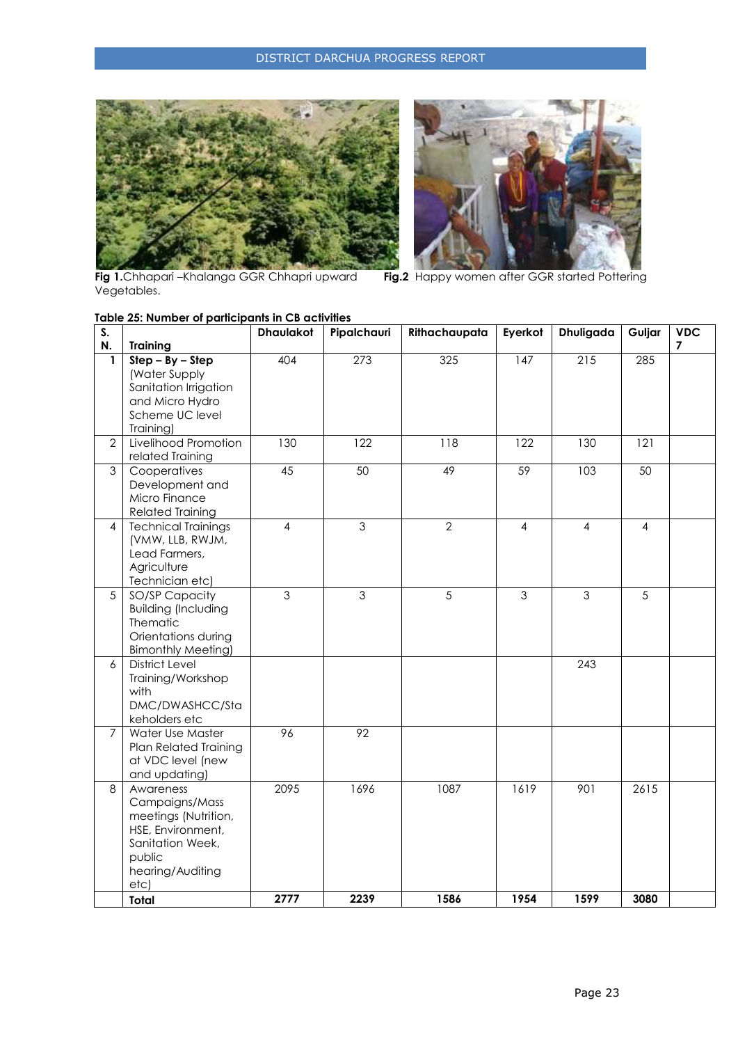Fig 1.Chhapari –Khalanga GGR Chhapri upward Vegetables.

Fig.2 Happy women after GGR started Pottering

**Table 25: Number of participants in CB activities**

| S. N. | Training | Dhaulakot | Pipalchauri | Rithachaupata | Eyerkot | Dhuligada | Guljar | VDC 7 |
|---|---|---|---|---|---|---|---|---|
| 1 | Step – By – Step (Water Supply Sanitation Irrigation and Micro Hydro Scheme UC level Training) | 404 | 273 | 325 | 147 | 215 | 285 | |
| 2 | Livelihood Promotion related Training | 130 | 122 | 118 | 122 | 130 | 121 | |
| 3 | Cooperatives Development and Micro Finance Related Training | 45 | 50 | 49 | 59 | 103 | 50 | |
| 4 | Technical Trainings (VMW, LLB, RWJM, Lead Farmers, Agriculture Technician etc) | 4 | 3 | 2 | 4 | 4 | 4 | |
| 5 | SO/SP Capacity Building (Including Thematic Orientations during Bimonthly Meeting) | 3 | 3 | 5 | 3 | 3 | 5 | |
| 6 | District Level Training/Workshop with DMC/DWASHCC/Stakeholders etc | | | | | 243 | | |
| 7 | Water Use Master Plan Related Training at VDC level (new and updating) | 96 | 92 | | | | | |
| 8 | Awareness Campaigns/Mass meetings (Nutrition, HSE, Environment, Sanitation Week, public hearing/Auditing etc) | 2095 | 1696 | 1087 | 1619 | 901 | 2615 | |
| | **Total** | **2777** | **2239** | **1586** | **1954** | **1599** | **3080** | |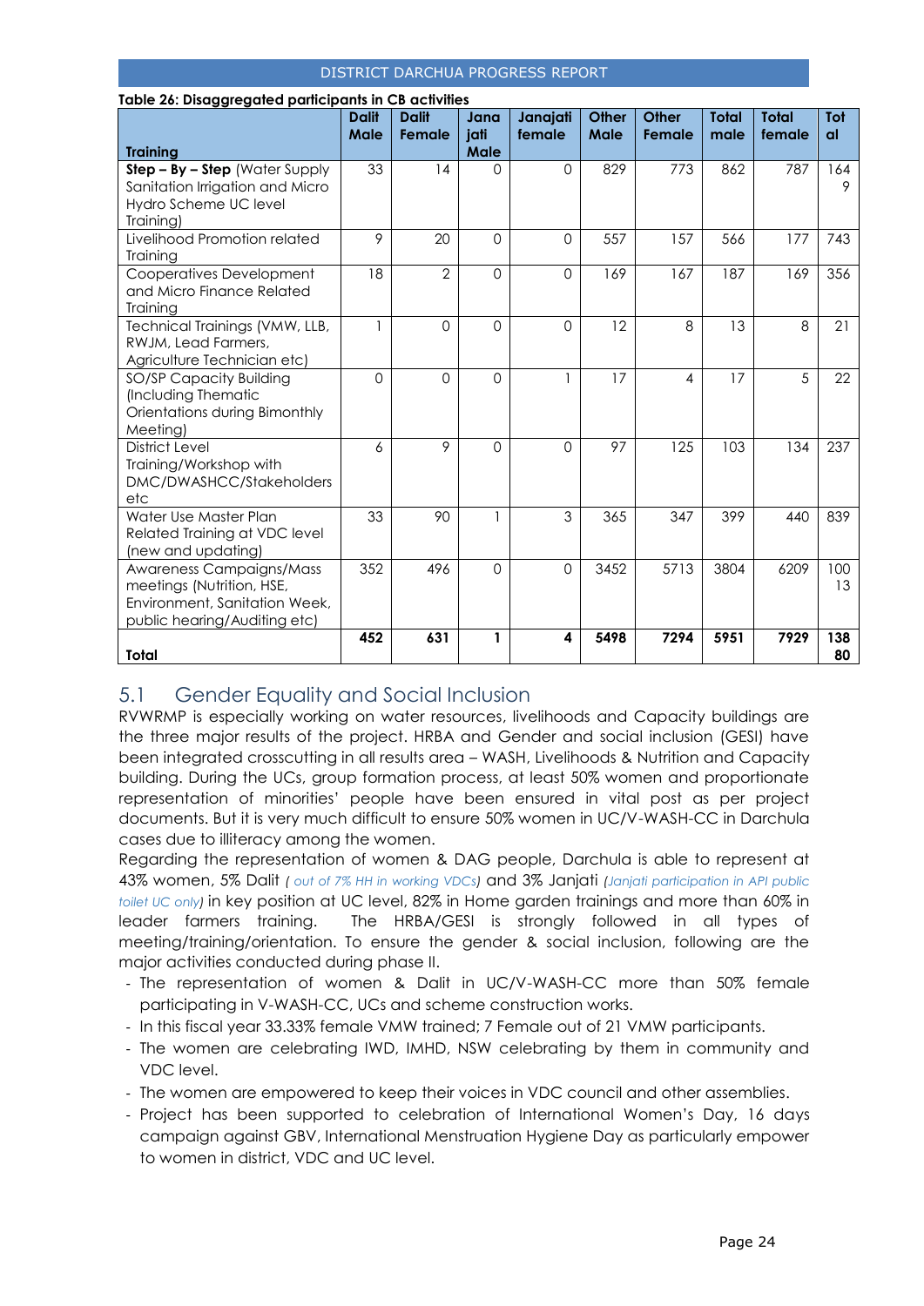**Table 26: Disaggregated participants in CB activities**

| Training | Dalit Male | Dalit Female | Jana jati Male | Janajati female | Other Male | Other Female | Total male | Total female | Total |
|---|---|---|---|---|---|---|---|---|---|
| **Step – By – Step** (Water Supply Sanitation Irrigation and Micro Hydro Scheme UC level Training) | 33 | 14 | 0 | 0 | 829 | 773 | 862 | 787 | 1649 |
| Livelihood Promotion related Training | 9 | 20 | 0 | 0 | 557 | 157 | 566 | 177 | 743 |
| Cooperatives Development and Micro Finance Related Training | 18 | 2 | 0 | 0 | 169 | 167 | 187 | 169 | 356 |
| Technical Trainings (VMW, LLB, RWJM, Lead Farmers, Agriculture Technician etc) | 1 | 0 | 0 | 0 | 12 | 8 | 13 | 8 | 21 |
| SO/SP Capacity Building (Including Thematic Orientations during Bimonthly Meeting) | 0 | 0 | 0 | 1 | 17 | 4 | 17 | 5 | 22 |
| District Level Training/Workshop with DMC/DWASHCC/Stakeholders etc | 6 | 9 | 0 | 0 | 97 | 125 | 103 | 134 | 237 |
| Water Use Master Plan Related Training at VDC level (new and updating) | 33 | 90 | 1 | 3 | 365 | 347 | 399 | 440 | 839 |
| Awareness Campaigns/Mass meetings (Nutrition, HSE, Environment, Sanitation Week, public hearing/Auditing etc) | 352 | 496 | 0 | 0 | 3452 | 5713 | 3804 | 6209 | 10013 |
| **Total** | **452** | **631** | **1** | **4** | **5498** | **7294** | **5951** | **7929** | **13880** |

## 5.1 Gender Equality and Social Inclusion

RVWRMP is especially working on water resources, livelihoods and Capacity buildings are the three major results of the project. HRBA and Gender and social inclusion (GESI) have been integrated crosscutting in all results area – WASH, Livelihoods & Nutrition and Capacity building. During the UCs, group formation process, at least 50% women and proportionate representation of minorities' people have been ensured in vital post as per project documents. But it is very much difficult to ensure 50% women in UC/V-WASH-CC in Darchula cases due to illiteracy among the women.

Regarding the representation of women & DAG people, Darchula is able to represent at 43% women, 5% Dalit *( out of 7% HH in working VDCs)* and 3% Janjati *(Janjati participation in API public toilet UC only)* in key position at UC level, 82% in Home garden trainings and more than 60% in leader farmers training. The HRBA/GESI is strongly followed in all types of meeting/training/orientation. To ensure the gender & social inclusion, following are the major activities conducted during phase II.

- The representation of women & Dalit in UC/V-WASH-CC more than 50% female participating in V-WASH-CC, UCs and scheme construction works.
- In this fiscal year 33.33% female VMW trained; 7 Female out of 21 VMW participants.
- The women are celebrating IWD, IMHD, NSW celebrating by them in community and VDC level.
- The women are empowered to keep their voices in VDC council and other assemblies.
- Project has been supported to celebration of International Women's Day, 16 days campaign against GBV, International Menstruation Hygiene Day as particularly empower to women in district, VDC and UC level.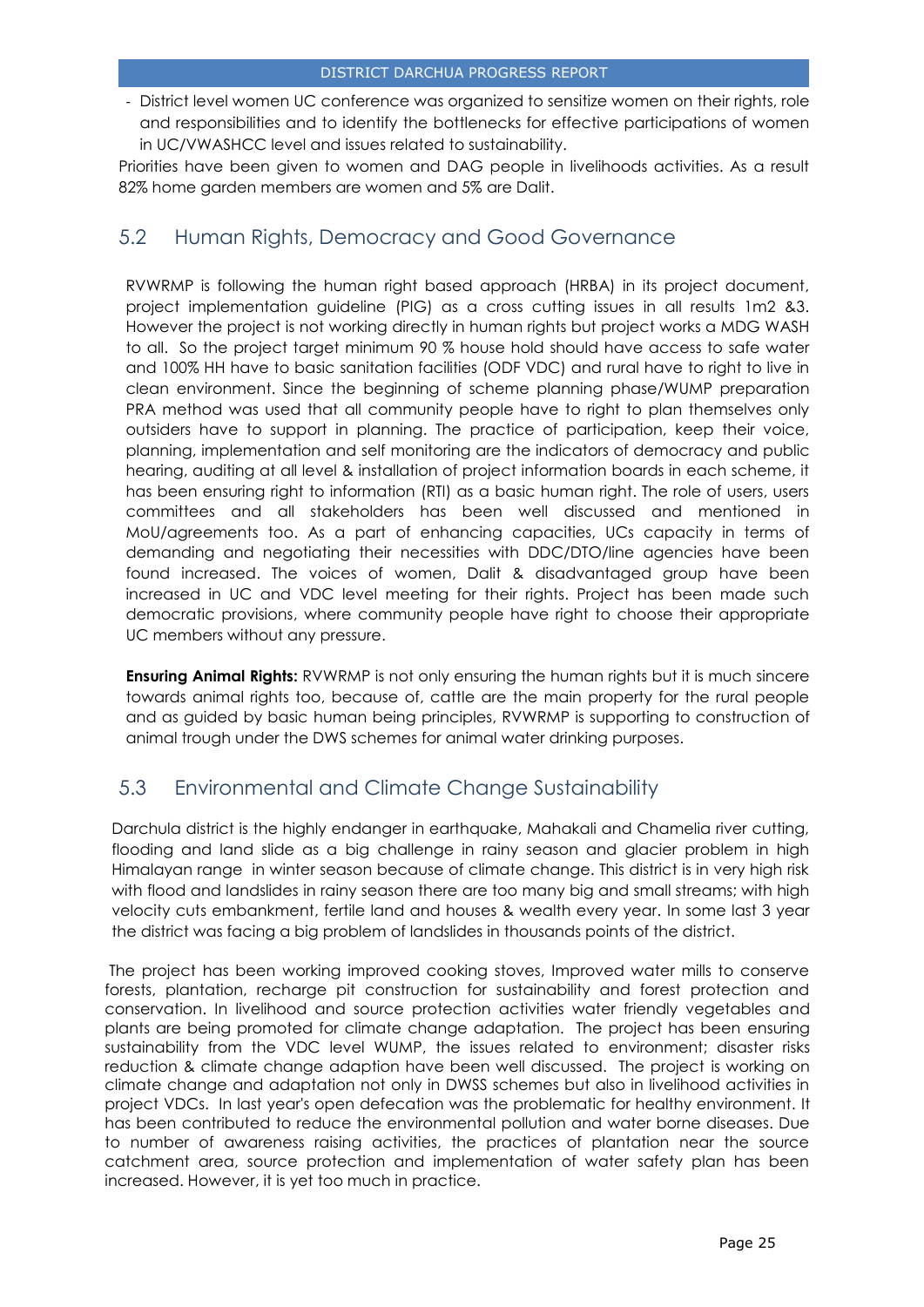- District level women UC conference was organized to sensitize women on their rights, role and responsibilities and to identify the bottlenecks for effective participations of women in UC/VWASHCC level and issues related to sustainability.

Priorities have been given to women and DAG people in livelihoods activities. As a result 82% home garden members are women and 5% are Dalit.

## 5.2 Human Rights, Democracy and Good Governance

RVWRMP is following the human right based approach (HRBA) in its project document, project implementation guideline (PIG) as a cross cutting issues in all results 1m2 &3. However the project is not working directly in human rights but project works a MDG WASH to all. So the project target minimum 90 % house hold should have access to safe water and 100% HH have to basic sanitation facilities (ODF VDC) and rural have to right to live in clean environment. Since the beginning of scheme planning phase/WUMP preparation PRA method was used that all community people have to right to plan themselves only outsiders have to support in planning. The practice of participation, keep their voice, planning, implementation and self monitoring are the indicators of democracy and public hearing, auditing at all level & installation of project information boards in each scheme, it has been ensuring right to information (RTI) as a basic human right. The role of users, users committees and all stakeholders has been well discussed and mentioned in MoU/agreements too. As a part of enhancing capacities, UCs capacity in terms of demanding and negotiating their necessities with DDC/DTO/line agencies have been found increased. The voices of women, Dalit & disadvantaged group have been increased in UC and VDC level meeting for their rights. Project has been made such democratic provisions, where community people have right to choose their appropriate UC members without any pressure.

**Ensuring Animal Rights:** RVWRMP is not only ensuring the human rights but it is much sincere towards animal rights too, because of, cattle are the main property for the rural people and as guided by basic human being principles, RVWRMP is supporting to construction of animal trough under the DWS schemes for animal water drinking purposes.

## 5.3 Environmental and Climate Change Sustainability

Darchula district is the highly endanger in earthquake, Mahakali and Chamelia river cutting, flooding and land slide as a big challenge in rainy season and glacier problem in high Himalayan range in winter season because of climate change. This district is in very high risk with flood and landslides in rainy season there are too many big and small streams; with high velocity cuts embankment, fertile land and houses & wealth every year. In some last 3 year the district was facing a big problem of landslides in thousands points of the district.

The project has been working improved cooking stoves, Improved water mills to conserve forests, plantation, recharge pit construction for sustainability and forest protection and conservation. In livelihood and source protection activities water friendly vegetables and plants are being promoted for climate change adaptation. The project has been ensuring sustainability from the VDC level WUMP, the issues related to environment; disaster risks reduction & climate change adaption have been well discussed. The project is working on climate change and adaptation not only in DWSS schemes but also in livelihood activities in project VDCs. In last year's open defecation was the problematic for healthy environment. It has been contributed to reduce the environmental pollution and water borne diseases. Due to number of awareness raising activities, the practices of plantation near the source catchment area, source protection and implementation of water safety plan has been increased. However, it is yet too much in practice.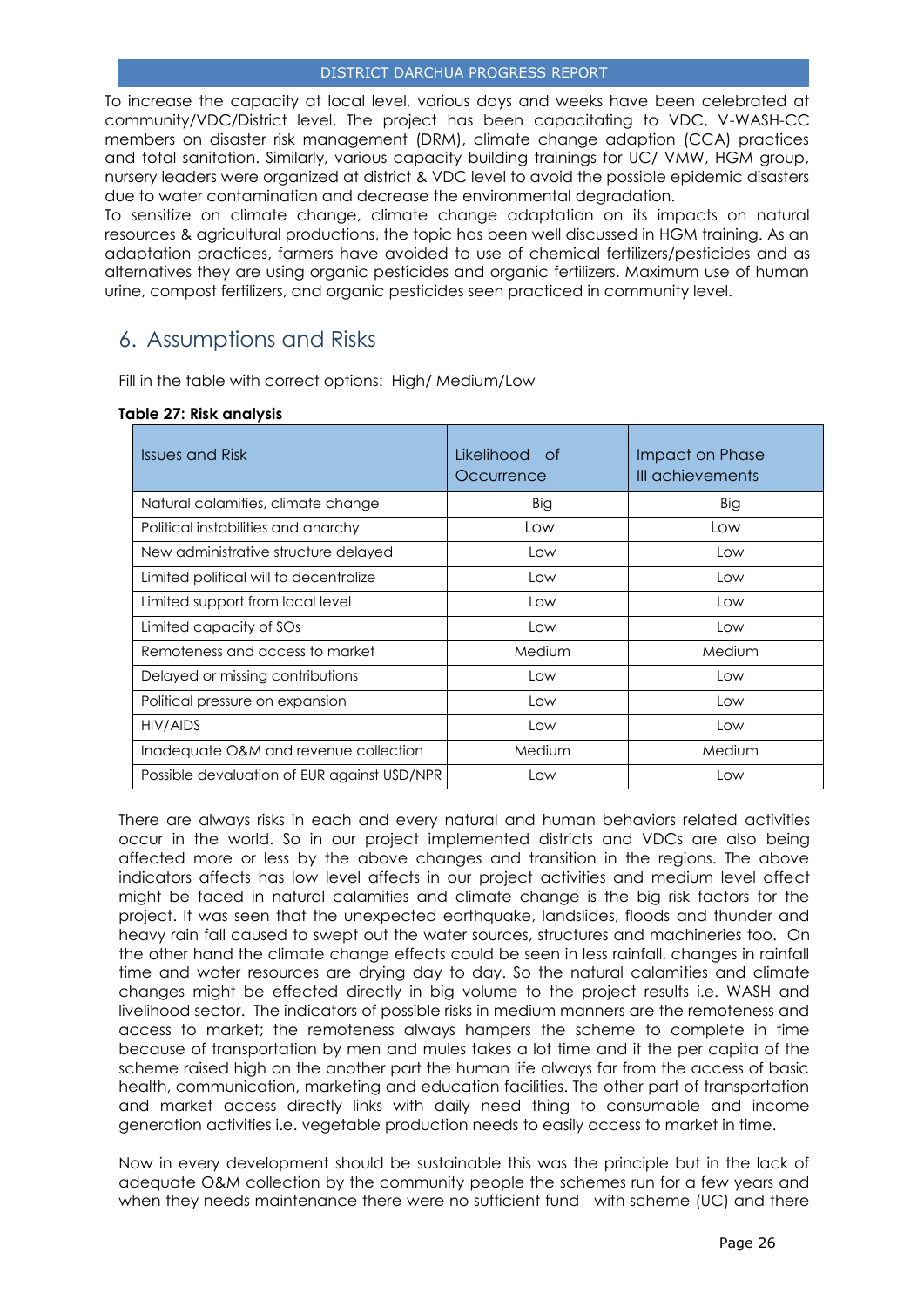To increase the capacity at local level, various days and weeks have been celebrated at community/VDC/District level. The project has been capacitating to VDC, V-WASH-CC members on disaster risk management (DRM), climate change adaption (CCA) practices and total sanitation. Similarly, various capacity building trainings for UC/ VMW, HGM group, nursery leaders were organized at district & VDC level to avoid the possible epidemic disasters due to water contamination and decrease the environmental degradation.
To sensitize on climate change, climate change adaptation on its impacts on natural resources & agricultural productions, the topic has been well discussed in HGM training. As an adaptation practices, farmers have avoided to use of chemical fertilizers/pesticides and as alternatives they are using organic pesticides and organic fertilizers. Maximum use of human urine, compost fertilizers, and organic pesticides seen practiced in community level.

## 6. Assumptions and Risks

Fill in the table with correct options: High/ Medium/Low

**Table 27: Risk analysis**

| Issues and Risk | Likelihood of Occurrence | Impact on Phase III achievements |
|---|---|---|
| Natural calamities, climate change | Big | Big |
| Political instabilities and anarchy | Low | Low |
| New administrative structure delayed | Low | Low |
| Limited political will to decentralize | Low | Low |
| Limited support from local level | Low | Low |
| Limited capacity of SOs | Low | Low |
| Remoteness and access to market | Medium | Medium |
| Delayed or missing contributions | Low | Low |
| Political pressure on expansion | Low | Low |
| HIV/AIDS | Low | Low |
| Inadequate O&M and revenue collection | Medium | Medium |
| Possible devaluation of EUR against USD/NPR | Low | Low |

There are always risks in each and every natural and human behaviors related activities occur in the world. So in our project implemented districts and VDCs are also being affected more or less by the above changes and transition in the regions. The above indicators affects has low level affects in our project activities and medium level affect might be faced in natural calamities and climate change is the big risk factors for the project. It was seen that the unexpected earthquake, landslides, floods and thunder and heavy rain fall caused to swept out the water sources, structures and machineries too. On the other hand the climate change effects could be seen in less rainfall, changes in rainfall time and water resources are drying day to day. So the natural calamities and climate changes might be effected directly in big volume to the project results i.e. WASH and livelihood sector. The indicators of possible risks in medium manners are the remoteness and access to market; the remoteness always hampers the scheme to complete in time because of transportation by men and mules takes a lot time and it the per capita of the scheme raised high on the another part the human life always far from the access of basic health, communication, marketing and education facilities. The other part of transportation and market access directly links with daily need thing to consumable and income generation activities i.e. vegetable production needs to easily access to market in time.

Now in every development should be sustainable this was the principle but in the lack of adequate O&M collection by the community people the schemes run for a few years and when they needs maintenance there were no sufficient fund with scheme (UC) and there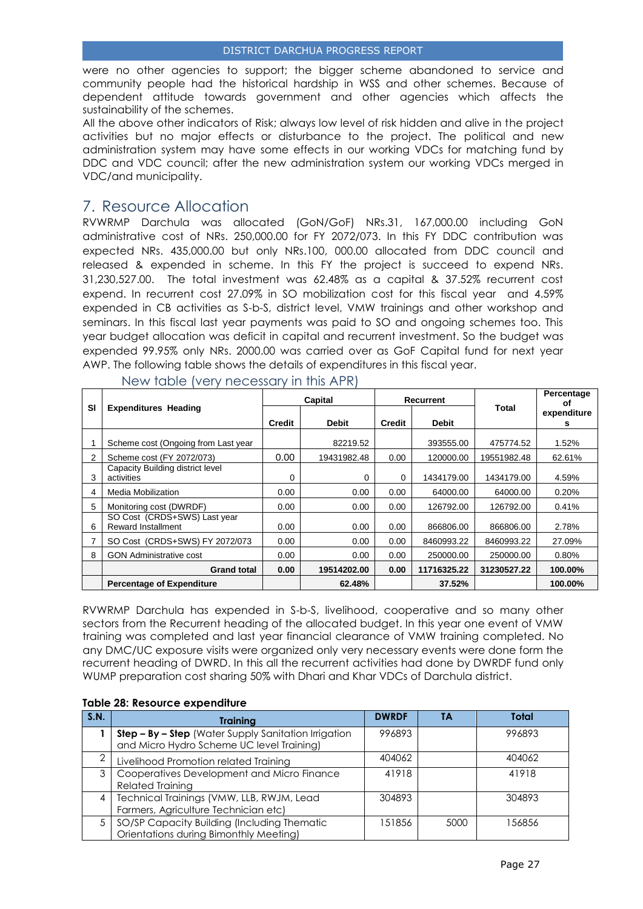were no other agencies to support; the bigger scheme abandoned to service and community people had the historical hardship in WSS and other schemes. Because of dependent attitude towards government and other agencies which affects the sustainability of the schemes.

All the above other indicators of Risk; always low level of risk hidden and alive in the project activities but no major effects or disturbance to the project. The political and new administration system may have some effects in our working VDCs for matching fund by DDC and VDC council; after the new administration system our working VDCs merged in VDC/and municipality.

# 7. Resource Allocation

RVWRMP Darchula was allocated (GoN/GoF) NRs.31, 167,000.00 including GoN administrative cost of NRs. 250,000.00 for FY 2072/073. In this FY DDC contribution was expected NRs. 435,000.00 but only NRs.100, 000.00 allocated from DDC council and released & expended in scheme. In this FY the project is succeed to expend NRs. 31,230,527.00. The total investment was 62.48% as a capital & 37.52% recurrent cost expend. In recurrent cost 27.09% in SO mobilization cost for this fiscal year and 4.59% expended in CB activities as S-b-S, district level, VMW trainings and other workshop and seminars. In this fiscal last year payments was paid to SO and ongoing schemes too. This year budget allocation was deficit in capital and recurrent investment. So the budget was expended 99.95% only NRs. 2000.00 was carried over as GoF Capital fund for next year AWP. The following table shows the details of expenditures in this fiscal year.

New table (very necessary in this APR)

| Sl | Expenditures Heading | Capital | | Recurrent | | Total | Percentage of expenditures |
|---|---|---|---|---|---|---|---|
| | | Credit | Debit | Credit | Debit | | |
| 1 | Scheme cost (Ongoing from Last year | | 82219.52 | | 393555.00 | 475774.52 | 1.52% |
| 2 | Scheme cost (FY 2072/073) | 0.00 | 19431982.48 | 0.00 | 120000.00 | 19551982.48 | 62.61% |
| 3 | Capacity Building district level activities | 0 | 0 | 0 | 1434179.00 | 1434179.00 | 4.59% |
| 4 | Media Mobilization | 0.00 | 0.00 | 0.00 | 64000.00 | 64000.00 | 0.20% |
| 5 | Monitoring cost (DWRDF) | 0.00 | 0.00 | 0.00 | 126792.00 | 126792.00 | 0.41% |
| 6 | SO Cost (CRDS+SWS) Last year Reward Installment | 0.00 | 0.00 | 0.00 | 866806.00 | 866806.00 | 2.78% |
| 7 | SO Cost (CRDS+SWS) FY 2072/073 | 0.00 | 0.00 | 0.00 | 8460993.22 | 8460993.22 | 27.09% |
| 8 | GON Administrative cost | 0.00 | 0.00 | 0.00 | 250000.00 | 250000.00 | 0.80% |
| | **Grand total** | **0.00** | **19514202.00** | **0.00** | **11716325.22** | **31230527.22** | **100.00%** |
| | **Percentage of Expenditure** | | **62.48%** | | **37.52%** | | **100.00%** |

RVWRMP Darchula has expended in S-b-S, livelihood, cooperative and so many other sectors from the Recurrent heading of the allocated budget. In this year one event of VMW training was completed and last year financial clearance of VMW training completed. No any DMC/UC exposure visits were organized only very necessary events were done form the recurrent heading of DWRD. In this all the recurrent activities had done by DWRDF fund only WUMP preparation cost sharing 50% with Dhari and Khar VDCs of Darchula district.

**Table 28: Resource expenditure**

| S.N. | Training | DWRDF | TA | Total |
|---|---|---|---|---|
| 1 | **Step – By – Step** (Water Supply Sanitation Irrigation and Micro Hydro Scheme UC level Training) | 996893 | | 996893 |
| 2 | Livelihood Promotion related Training | 404062 | | 404062 |
| 3 | Cooperatives Development and Micro Finance Related Training | 41918 | | 41918 |
| 4 | Technical Trainings (VMW, LLB, RWJM, Lead Farmers, Agriculture Technician etc) | 304893 | | 304893 |
| 5 | SO/SP Capacity Building (Including Thematic Orientations during Bimonthly Meeting) | 151856 | 5000 | 156856 |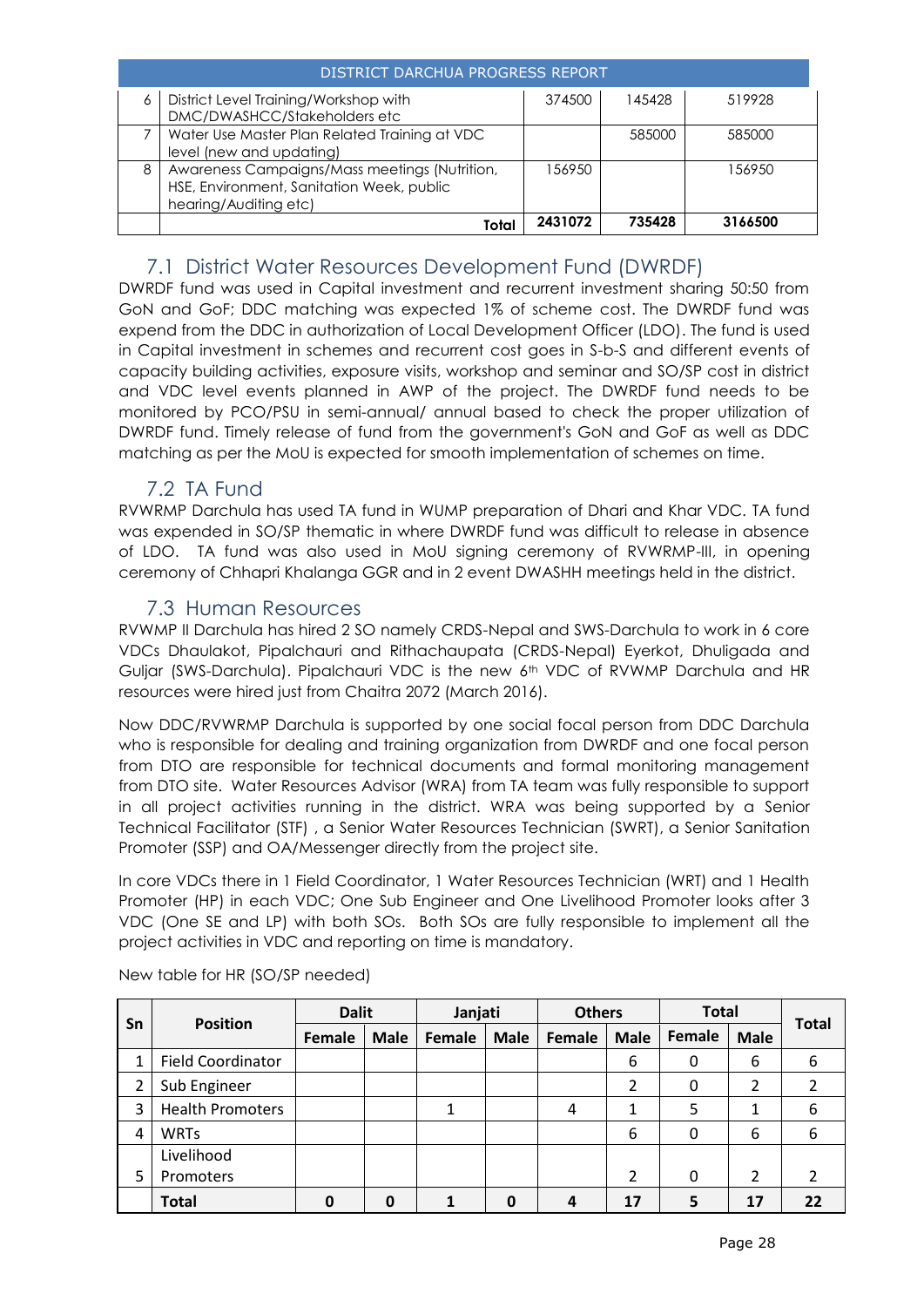| | DISTRICT DARCHUA PROGRESS REPORT | | | |
|---|---|---|---|---|
| 6 | District Level Training/Workshop with DMC/DWASHCC/Stakeholders etc | 374500 | 145428 | 519928 |
| 7 | Water Use Master Plan Related Training at VDC level (new and updating) | | 585000 | 585000 |
| 8 | Awareness Campaigns/Mass meetings (Nutrition, HSE, Environment, Sanitation Week, public hearing/Auditing etc) | 156950 | | 156950 |
| | **Total** | **2431072** | **735428** | **3166500** |

## 7.1 District Water Resources Development Fund (DWRDF)

DWRDF fund was used in Capital investment and recurrent investment sharing 50:50 from GoN and GoF; DDC matching was expected 1% of scheme cost. The DWRDF fund was expend from the DDC in authorization of Local Development Officer (LDO). The fund is used in Capital investment in schemes and recurrent cost goes in S-b-S and different events of capacity building activities, exposure visits, workshop and seminar and SO/SP cost in district and VDC level events planned in AWP of the project. The DWRDF fund needs to be monitored by PCO/PSU in semi-annual/ annual based to check the proper utilization of DWRDF fund. Timely release of fund from the government's GoN and GoF as well as DDC matching as per the MoU is expected for smooth implementation of schemes on time.

## 7.2 TA Fund

RVWRMP Darchula has used TA fund in WUMP preparation of Dhari and Khar VDC. TA fund was expended in SO/SP thematic in where DWRDF fund was difficult to release in absence of LDO. TA fund was also used in MoU signing ceremony of RVWRMP-III, in opening ceremony of Chhapri Khalanga GGR and in 2 event DWASHH meetings held in the district.

## 7.3 Human Resources

RVWMP II Darchula has hired 2 SO namely CRDS-Nepal and SWS-Darchula to work in 6 core VDCs Dhaulakot, Pipalchauri and Rithachaupata (CRDS-Nepal) Eyerkot, Dhuligada and Guljar (SWS-Darchula). Pipalchauri VDC is the new 6th VDC of RVWMP Darchula and HR resources were hired just from Chaitra 2072 (March 2016).

Now DDC/RVWRMP Darchula is supported by one social focal person from DDC Darchula who is responsible for dealing and training organization from DWRDF and one focal person from DTO are responsible for technical documents and formal monitoring management from DTO site. Water Resources Advisor (WRA) from TA team was fully responsible to support in all project activities running in the district. WRA was being supported by a Senior Technical Facilitator (STF) , a Senior Water Resources Technician (SWRT), a Senior Sanitation Promoter (SSP) and OA/Messenger directly from the project site.

In core VDCs there in 1 Field Coordinator, 1 Water Resources Technician (WRT) and 1 Health Promoter (HP) in each VDC; One Sub Engineer and One Livelihood Promoter looks after 3 VDC (One SE and LP) with both SOs. Both SOs are fully responsible to implement all the project activities in VDC and reporting on time is mandatory.

New table for HR (SO/SP needed)

| Sn | Position | Dalit | | Janjati | | Others | | Total | | Total |
|---|---|---|---|---|---|---|---|---|---|---|
| | | Female | Male | Female | Male | Female | Male | Female | Male | |
| 1 | Field Coordinator | | | | | | 6 | 0 | 6 | 6 |
| 2 | Sub Engineer | | | | | | 2 | 0 | 2 | 2 |
| 3 | Health Promoters | | | 1 | | 4 | 1 | 5 | 1 | 6 |
| 4 | WRTs | | | | | | 6 | 0 | 6 | 6 |
| 5 | Livelihood Promoters | | | | | | 2 | 0 | 2 | 2 |
| | **Total** | **0** | **0** | **1** | **0** | **4** | **17** | **5** | **17** | **22** |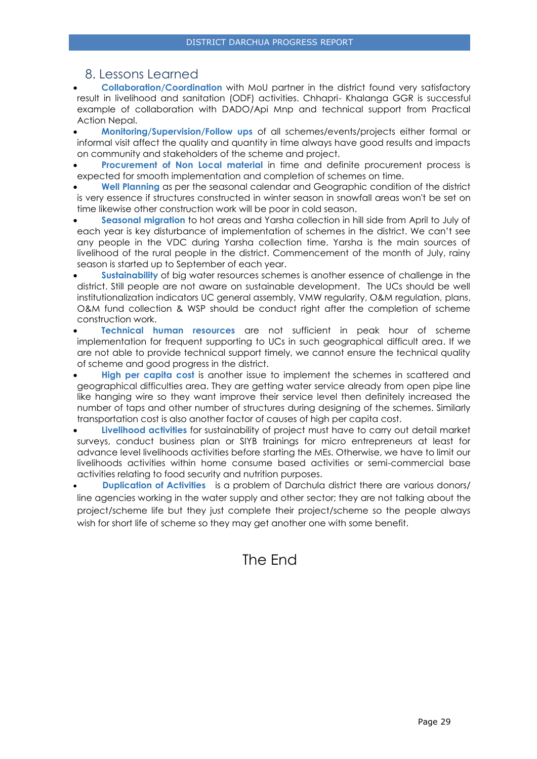## 8. Lessons Learned

- **Collaboration/Coordination** with MoU partner in the district found very satisfactory result in livelihood and sanitation (ODF) activities. Chhapri- Khalanga GGR is successful example of collaboration with DADO/Api Mnp and technical support from Practical Action Nepal.
- **Monitoring/Supervision/Follow ups** of all schemes/events/projects either formal or informal visit affect the quality and quantity in time always have good results and impacts on community and stakeholders of the scheme and project.
- **Procurement of Non Local material** in time and definite procurement process is expected for smooth implementation and completion of schemes on time.
- **Well Planning** as per the seasonal calendar and Geographic condition of the district is very essence if structures constructed in winter season in snowfall areas won't be set on time likewise other construction work will be poor in cold season.
- **Seasonal migration** to hot areas and Yarsha collection in hill side from April to July of each year is key disturbance of implementation of schemes in the district. We can't see any people in the VDC during Yarsha collection time. Yarsha is the main sources of livelihood of the rural people in the district. Commencement of the month of July, rainy season is started up to September of each year.
- **Sustainability** of big water resources schemes is another essence of challenge in the district. Still people are not aware on sustainable development. The UCs should be well institutionalization indicators UC general assembly, VMW regularity, O&M regulation, plans, O&M fund collection & WSP should be conduct right after the completion of scheme construction work.
- **Technical human resources** are not sufficient in peak hour of scheme implementation for frequent supporting to UCs in such geographical difficult area. If we are not able to provide technical support timely, we cannot ensure the technical quality of scheme and good progress in the district.
- **High per capita cost** is another issue to implement the schemes in scattered and geographical difficulties area. They are getting water service already from open pipe line like hanging wire so they want improve their service level then definitely increased the number of taps and other number of structures during designing of the schemes. Similarly transportation cost is also another factor of causes of high per capita cost.
- **Livelihood activities** for sustainability of project must have to carry out detail market surveys, conduct business plan or SIYB trainings for micro entrepreneurs at least for advance level livelihoods activities before starting the MEs. Otherwise, we have to limit our livelihoods activities within home consume based activities or semi-commercial base activities relating to food security and nutrition purposes.
- **Duplication of Activities** is a problem of Darchula district there are various donors/ line agencies working in the water supply and other sector; they are not talking about the project/scheme life but they just complete their project/scheme so the people always wish for short life of scheme so they may get another one with some benefit.

# The End